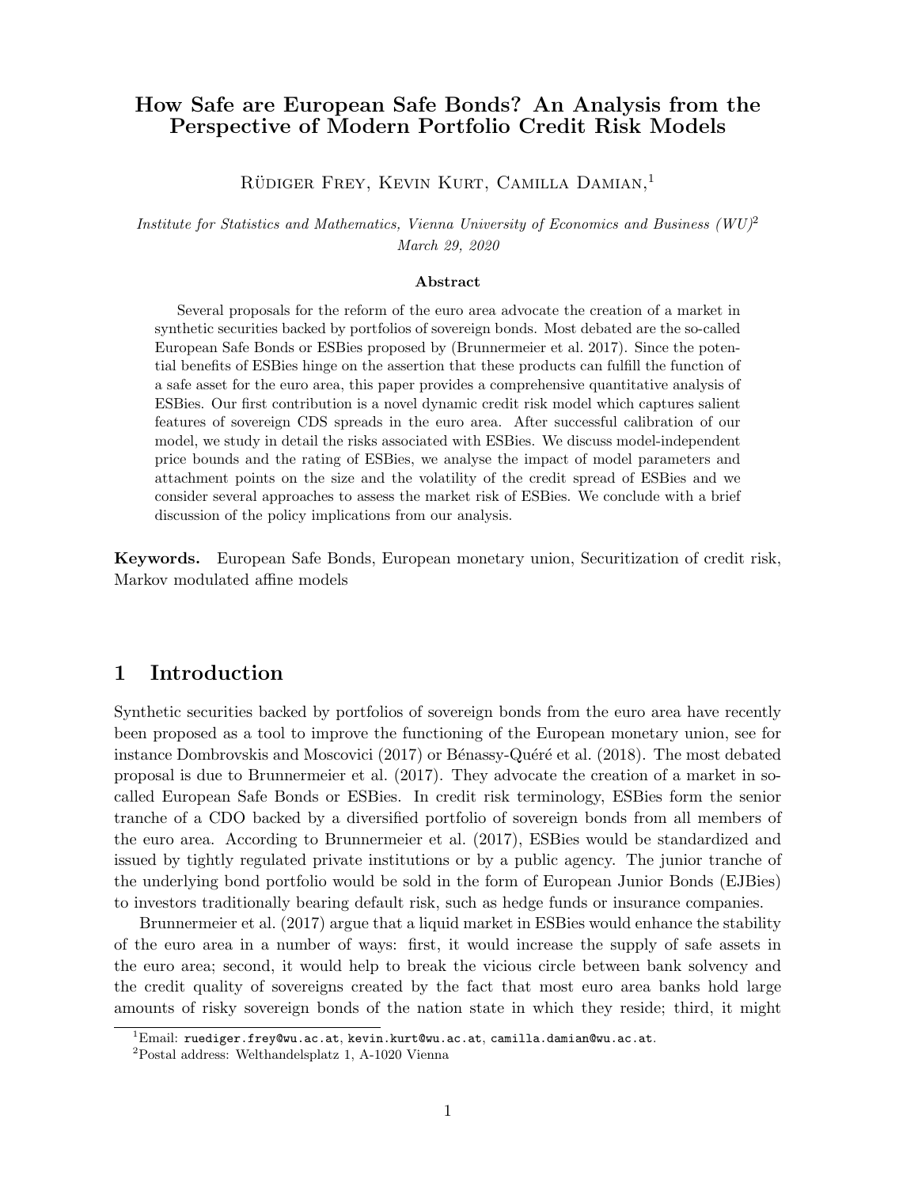# How Safe are European Safe Bonds? An Analysis from the Perspective of Modern Portfolio Credit Risk Models

Rüdiger Frey, Kevin Kurt, Camilla Damian,[1]

*Institute for Statistics and Mathematics, Vienna University of Economics and Business (WU)*[2]
*March 29, 2020*

**Abstract**

Several proposals for the reform of the euro area advocate the creation of a market in synthetic securities backed by portfolios of sovereign bonds. Most debated are the so-called European Safe Bonds or ESBies proposed by (Brunnermeier et al. 2017). Since the potential benefits of ESBies hinge on the assertion that these products can fulfill the function of a safe asset for the euro area, this paper provides a comprehensive quantitative analysis of ESBies. Our first contribution is a novel dynamic credit risk model which captures salient features of sovereign CDS spreads in the euro area. After successful calibration of our model, we study in detail the risks associated with ESBies. We discuss model-independent price bounds and the rating of ESBies, we analyse the impact of model parameters and attachment points on the size and the volatility of the credit spread of ESBies and we consider several approaches to assess the market risk of ESBies. We conclude with a brief discussion of the policy implications from our analysis.

**Keywords.** European Safe Bonds, European monetary union, Securitization of credit risk, Markov modulated affine models

## 1 Introduction

Synthetic securities backed by portfolios of sovereign bonds from the euro area have recently been proposed as a tool to improve the functioning of the European monetary union, see for instance Dombrovskis and Moscovici (2017) or Bénassy-Quéré et al. (2018). The most debated proposal is due to Brunnermeier et al. (2017). They advocate the creation of a market in so-called European Safe Bonds or ESBies. In credit risk terminology, ESBies form the senior tranche of a CDO backed by a diversified portfolio of sovereign bonds from all members of the euro area. According to Brunnermeier et al. (2017), ESBies would be standardized and issued by tightly regulated private institutions or by a public agency. The junior tranche of the underlying bond portfolio would be sold in the form of European Junior Bonds (EJBies) to investors traditionally bearing default risk, such as hedge funds or insurance companies.

Brunnermeier et al. (2017) argue that a liquid market in ESBies would enhance the stability of the euro area in a number of ways: first, it would increase the supply of safe assets in the euro area; second, it would help to break the vicious circle between bank solvency and the credit quality of sovereigns created by the fact that most euro area banks hold large amounts of risky sovereign bonds of the nation state in which they reside; third, it might

[1] Email: ruediger.frey@wu.ac.at, kevin.kurt@wu.ac.at, camilla.damian@wu.ac.at.

[2] Postal address: Welthandelsplatz 1, A-1020 Vienna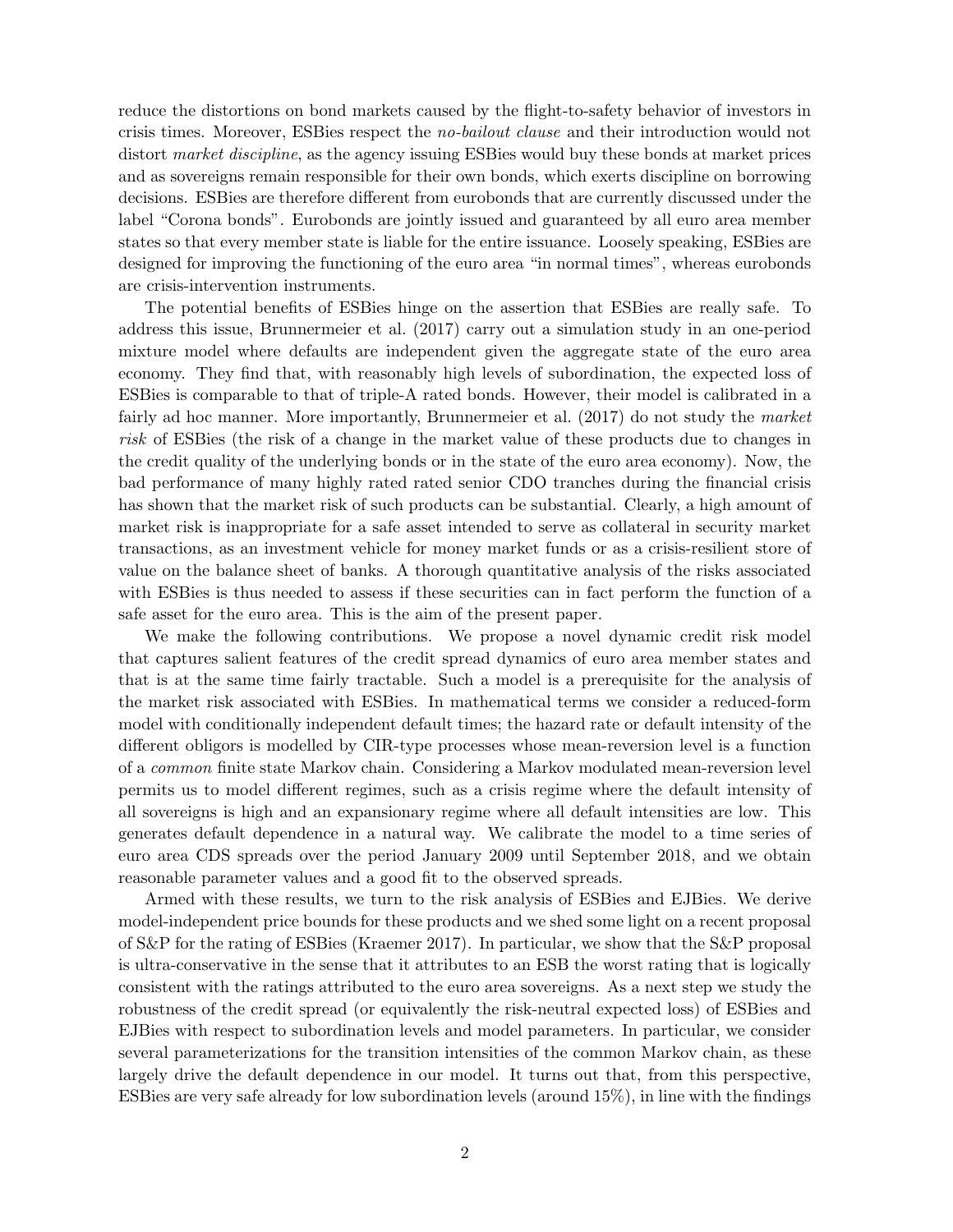reduce the distortions on bond markets caused by the flight-to-safety behavior of investors in crisis times. Moreover, ESBies respect the *no-bailout clause* and their introduction would not distort *market discipline*, as the agency issuing ESBies would buy these bonds at market prices and as sovereigns remain responsible for their own bonds, which exerts discipline on borrowing decisions. ESBies are therefore different from eurobonds that are currently discussed under the label "Corona bonds". Eurobonds are jointly issued and guaranteed by all euro area member states so that every member state is liable for the entire issuance. Loosely speaking, ESBies are designed for improving the functioning of the euro area "in normal times", whereas eurobonds are crisis-intervention instruments.

The potential benefits of ESBies hinge on the assertion that ESBies are really safe. To address this issue, Brunnermeier et al. (2017) carry out a simulation study in an one-period mixture model where defaults are independent given the aggregate state of the euro area economy. They find that, with reasonably high levels of subordination, the expected loss of ESBies is comparable to that of triple-A rated bonds. However, their model is calibrated in a fairly ad hoc manner. More importantly, Brunnermeier et al. (2017) do not study the *market risk* of ESBies (the risk of a change in the market value of these products due to changes in the credit quality of the underlying bonds or in the state of the euro area economy). Now, the bad performance of many highly rated rated senior CDO tranches during the financial crisis has shown that the market risk of such products can be substantial. Clearly, a high amount of market risk is inappropriate for a safe asset intended to serve as collateral in security market transactions, as an investment vehicle for money market funds or as a crisis-resilient store of value on the balance sheet of banks. A thorough quantitative analysis of the risks associated with ESBies is thus needed to assess if these securities can in fact perform the function of a safe asset for the euro area. This is the aim of the present paper.

We make the following contributions. We propose a novel dynamic credit risk model that captures salient features of the credit spread dynamics of euro area member states and that is at the same time fairly tractable. Such a model is a prerequisite for the analysis of the market risk associated with ESBies. In mathematical terms we consider a reduced-form model with conditionally independent default times; the hazard rate or default intensity of the different obligors is modelled by CIR-type processes whose mean-reversion level is a function of a *common* finite state Markov chain. Considering a Markov modulated mean-reversion level permits us to model different regimes, such as a crisis regime where the default intensity of all sovereigns is high and an expansionary regime where all default intensities are low. This generates default dependence in a natural way. We calibrate the model to a time series of euro area CDS spreads over the period January 2009 until September 2018, and we obtain reasonable parameter values and a good fit to the observed spreads.

Armed with these results, we turn to the risk analysis of ESBies and EJBies. We derive model-independent price bounds for these products and we shed some light on a recent proposal of S&P for the rating of ESBies (Kraemer 2017). In particular, we show that the S&P proposal is ultra-conservative in the sense that it attributes to an ESB the worst rating that is logically consistent with the ratings attributed to the euro area sovereigns. As a next step we study the robustness of the credit spread (or equivalently the risk-neutral expected loss) of ESBies and EJBies with respect to subordination levels and model parameters. In particular, we consider several parameterizations for the transition intensities of the common Markov chain, as these largely drive the default dependence in our model. It turns out that, from this perspective, ESBies are very safe already for low subordination levels (around 15%), in line with the findings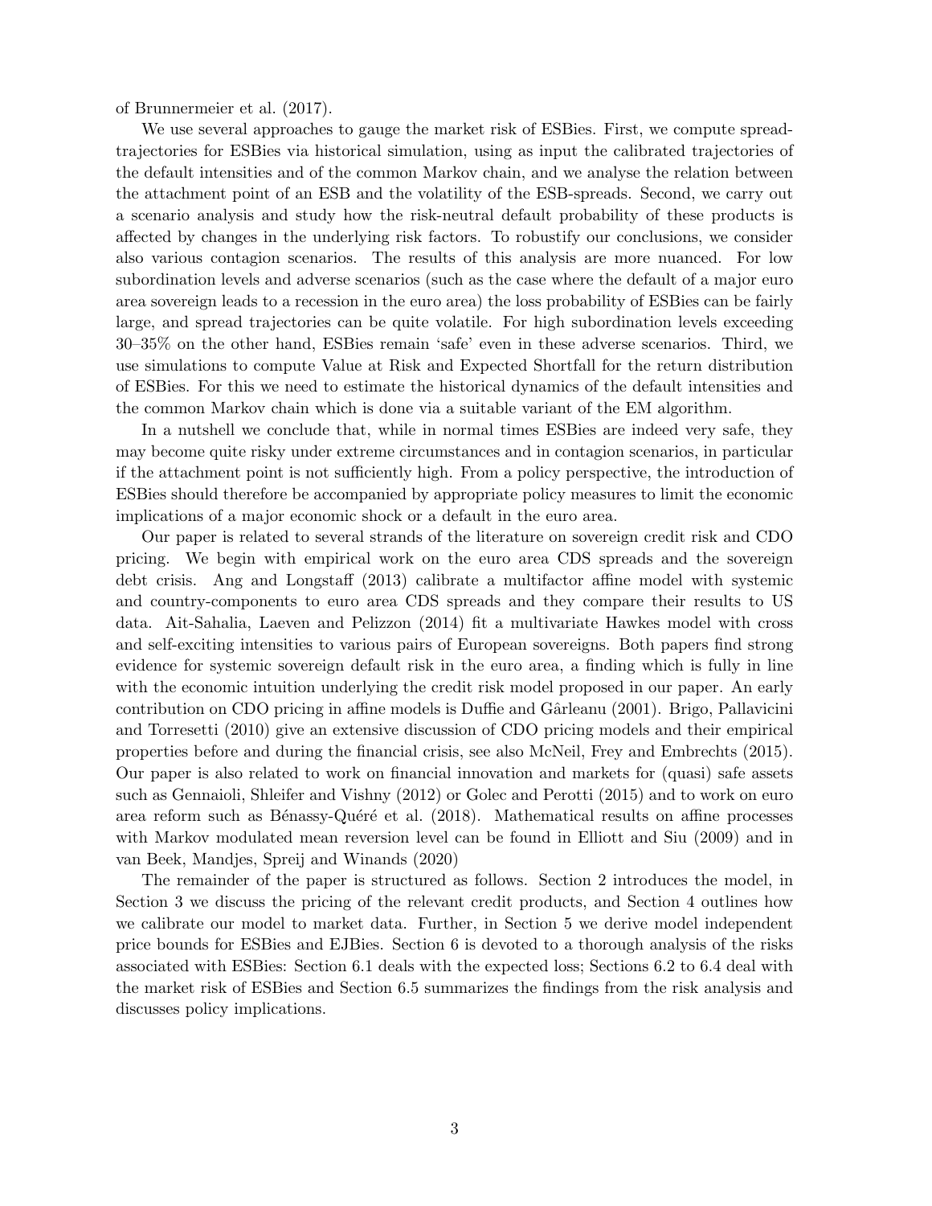of Brunnermeier et al. (2017).

We use several approaches to gauge the market risk of ESBies. First, we compute spread-trajectories for ESBies via historical simulation, using as input the calibrated trajectories of the default intensities and of the common Markov chain, and we analyse the relation between the attachment point of an ESB and the volatility of the ESB-spreads. Second, we carry out a scenario analysis and study how the risk-neutral default probability of these products is affected by changes in the underlying risk factors. To robustify our conclusions, we consider also various contagion scenarios. The results of this analysis are more nuanced. For low subordination levels and adverse scenarios (such as the case where the default of a major euro area sovereign leads to a recession in the euro area) the loss probability of ESBies can be fairly large, and spread trajectories can be quite volatile. For high subordination levels exceeding 30–35% on the other hand, ESBies remain 'safe' even in these adverse scenarios. Third, we use simulations to compute Value at Risk and Expected Shortfall for the return distribution of ESBies. For this we need to estimate the historical dynamics of the default intensities and the common Markov chain which is done via a suitable variant of the EM algorithm.

In a nutshell we conclude that, while in normal times ESBies are indeed very safe, they may become quite risky under extreme circumstances and in contagion scenarios, in particular if the attachment point is not sufficiently high. From a policy perspective, the introduction of ESBies should therefore be accompanied by appropriate policy measures to limit the economic implications of a major economic shock or a default in the euro area.

Our paper is related to several strands of the literature on sovereign credit risk and CDO pricing. We begin with empirical work on the euro area CDS spreads and the sovereign debt crisis. Ang and Longstaff (2013) calibrate a multifactor affine model with systemic and country-components to euro area CDS spreads and they compare their results to US data. Ait-Sahalia, Laeven and Pelizzon (2014) fit a multivariate Hawkes model with cross and self-exciting intensities to various pairs of European sovereigns. Both papers find strong evidence for systemic sovereign default risk in the euro area, a finding which is fully in line with the economic intuition underlying the credit risk model proposed in our paper. An early contribution on CDO pricing in affine models is Duffie and Gârleanu (2001). Brigo, Pallavicini and Torresetti (2010) give an extensive discussion of CDO pricing models and their empirical properties before and during the financial crisis, see also McNeil, Frey and Embrechts (2015). Our paper is also related to work on financial innovation and markets for (quasi) safe assets such as Gennaioli, Shleifer and Vishny (2012) or Golec and Perotti (2015) and to work on euro area reform such as Bénassy-Quéré et al. (2018). Mathematical results on affine processes with Markov modulated mean reversion level can be found in Elliott and Siu (2009) and in van Beek, Mandjes, Spreij and Winands (2020)

The remainder of the paper is structured as follows. Section 2 introduces the model, in Section 3 we discuss the pricing of the relevant credit products, and Section 4 outlines how we calibrate our model to market data. Further, in Section 5 we derive model independent price bounds for ESBies and EJBies. Section 6 is devoted to a thorough analysis of the risks associated with ESBies: Section 6.1 deals with the expected loss; Sections 6.2 to 6.4 deal with the market risk of ESBies and Section 6.5 summarizes the findings from the risk analysis and discusses policy implications.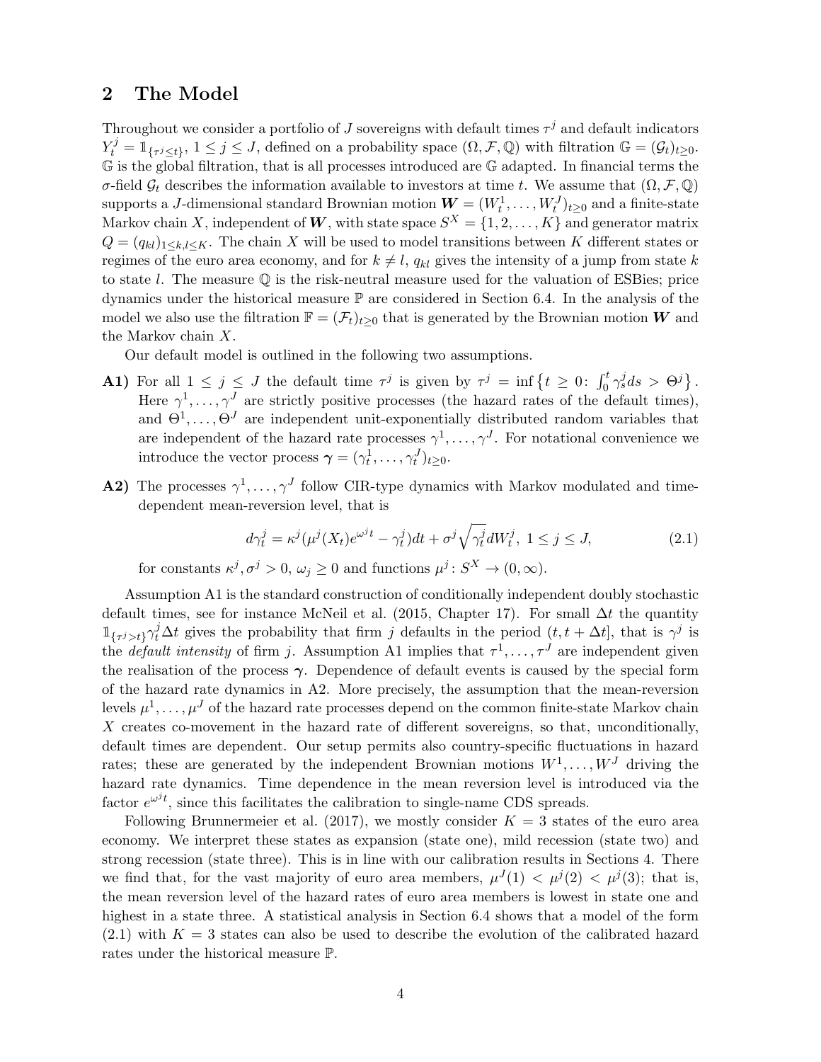## 2 The Model

Throughout we consider a portfolio of $J$ sovereigns with default times $\tau^j$ and default indicators $Y_t^j = \mathbb{1}_{\{\tau^j \le t\}}$, $1 \le j \le J$, defined on a probability space $(\Omega, \mathcal{F}, \mathbb{Q})$ with filtration $\mathbb{G} = (\mathcal{G}_t)_{t \ge 0}$. $\mathbb{G}$ is the global filtration, that is all processes introduced are $\mathbb{G}$ adapted. In financial terms the $\sigma$-field $\mathcal{G}_t$ describes the information available to investors at time $t$. We assume that $(\Omega, \mathcal{F}, \mathbb{Q})$ supports a $J$-dimensional standard Brownian motion $\boldsymbol{W} = (W_t^1, \ldots, W_t^J)_{t \ge 0}$ and a finite-state Markov chain $X$, independent of $\boldsymbol{W}$, with state space $S^X = \{1, 2, \ldots, K\}$ and generator matrix $Q = (q_{kl})_{1 \le k,l \le K}$. The chain $X$ will be used to model transitions between $K$ different states or regimes of the euro area economy, and for $k \ne l$, $q_{kl}$ gives the intensity of a jump from state $k$ to state $l$. The measure $\mathbb{Q}$ is the risk-neutral measure used for the valuation of ESBies; price dynamics under the historical measure $\mathbb{P}$ are considered in Section 6.4. In the analysis of the model we also use the filtration $\mathbb{F} = (\mathcal{F}_t)_{t \ge 0}$ that is generated by the Brownian motion $\boldsymbol{W}$ and the Markov chain $X$.

Our default model is outlined in the following two assumptions.

**A1)** For all $1 \le j \le J$ the default time $\tau^j$ is given by $\tau^j = \inf\{t \ge 0 \colon \int_0^t \gamma_s^j ds > \Theta^j\}$. Here $\gamma^1, \ldots, \gamma^J$ are strictly positive processes (the hazard rates of the default times), and $\Theta^1, \ldots, \Theta^J$ are independent unit-exponentially distributed random variables that are independent of the hazard rate processes $\gamma^1, \ldots, \gamma^J$. For notational convenience we introduce the vector process $\boldsymbol{\gamma} = (\gamma_t^1, \ldots, \gamma_t^J)_{t \ge 0}$.

**A2)** The processes $\gamma^1, \ldots, \gamma^J$ follow CIR-type dynamics with Markov modulated and time-dependent mean-reversion level, that is

$$d\gamma_t^j = \kappa^j(\mu^j(X_t)e^{\omega^j t} - \gamma_t^j)dt + \sigma^j \sqrt{\gamma_t^j} dW_t^j, \; 1 \le j \le J, \tag{2.1}$$

for constants $\kappa^j, \sigma^j > 0$, $\omega_j \ge 0$ and functions $\mu^j \colon S^X \to (0, \infty)$.

Assumption A1 is the standard construction of conditionally independent doubly stochastic default times, see for instance McNeil et al. (2015, Chapter 17). For small $\Delta t$ the quantity $\mathbb{1}_{\{\tau^j > t\}} \gamma_t^j \Delta t$ gives the probability that firm $j$ defaults in the period $(t, t + \Delta t]$, that is $\gamma^j$ is the *default intensity* of firm $j$. Assumption A1 implies that $\tau^1, \ldots, \tau^J$ are independent given the realisation of the process $\boldsymbol{\gamma}$. Dependence of default events is caused by the special form of the hazard rate dynamics in A2. More precisely, the assumption that the mean-reversion levels $\mu^1, \ldots, \mu^J$ of the hazard rate processes depend on the common finite-state Markov chain $X$ creates co-movement in the hazard rate of different sovereigns, so that, unconditionally, default times are dependent. Our setup permits also country-specific fluctuations in hazard rates; these are generated by the independent Brownian motions $W^1, \ldots, W^J$ driving the hazard rate dynamics. Time dependence in the mean reversion level is introduced via the factor $e^{\omega^j t}$, since this facilitates the calibration to single-name CDS spreads.

Following Brunnermeier et al. (2017), we mostly consider $K = 3$ states of the euro area economy. We interpret these states as expansion (state one), mild recession (state two) and strong recession (state three). This is in line with our calibration results in Sections 4. There we find that, for the vast majority of euro area members, $\mu^J(1) < \mu^j(2) < \mu^j(3)$; that is, the mean reversion level of the hazard rates of euro area members is lowest in state one and highest in a state three. A statistical analysis in Section 6.4 shows that a model of the form (2.1) with $K = 3$ states can also be used to describe the evolution of the calibrated hazard rates under the historical measure $\mathbb{P}$.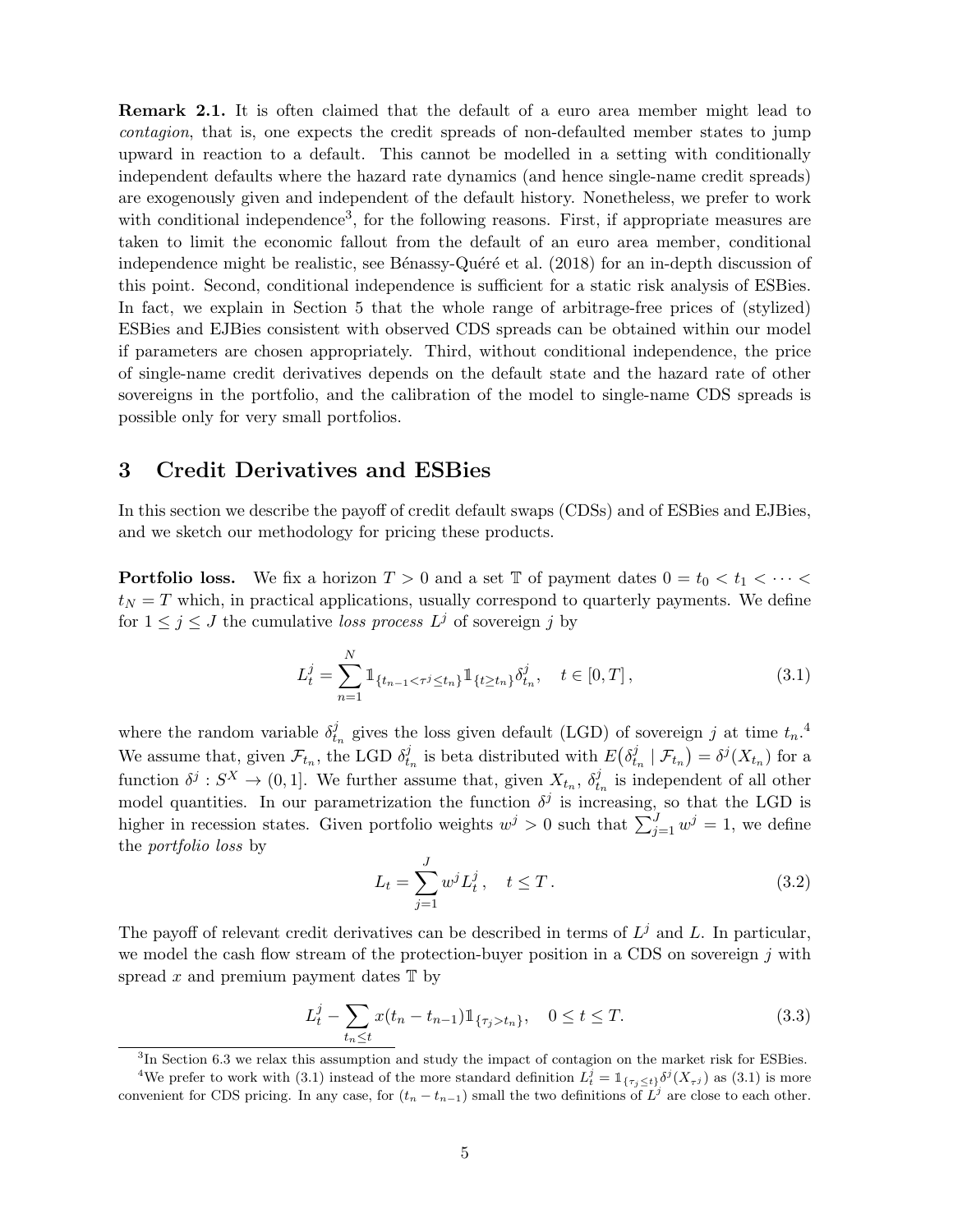**Remark 2.1.** It is often claimed that the default of a euro area member might lead to *contagion*, that is, one expects the credit spreads of non-defaulted member states to jump upward in reaction to a default. This cannot be modelled in a setting with conditionally independent defaults where the hazard rate dynamics (and hence single-name credit spreads) are exogenously given and independent of the default history. Nonetheless, we prefer to work with conditional independence[3], for the following reasons. First, if appropriate measures are taken to limit the economic fallout from the default of an euro area member, conditional independence might be realistic, see Bénassy-Quéré et al. (2018) for an in-depth discussion of this point. Second, conditional independence is sufficient for a static risk analysis of ESBies. In fact, we explain in Section 5 that the whole range of arbitrage-free prices of (stylized) ESBies and EJBies consistent with observed CDS spreads can be obtained within our model if parameters are chosen appropriately. Third, without conditional independence, the price of single-name credit derivatives depends on the default state and the hazard rate of other sovereigns in the portfolio, and the calibration of the model to single-name CDS spreads is possible only for very small portfolios.

# 3 Credit Derivatives and ESBies

In this section we describe the payoff of credit default swaps (CDSs) and of ESBies and EJBies, and we sketch our methodology for pricing these products.

**Portfolio loss.** We fix a horizon $T > 0$ and a set $\mathbb{T}$ of payment dates $0 = t_0 < t_1 < \cdots < t_N = T$ which, in practical applications, usually correspond to quarterly payments. We define for $1 \leq j \leq J$ the cumulative *loss process* $L^j$ of sovereign $j$ by

$$L_t^j = \sum_{n=1}^{N} \mathbb{1}_{\{t_{n-1} < \tau^j \leq t_n\}} \mathbb{1}_{\{t \geq t_n\}} \delta_{t_n}^j, \quad t \in [0, T], \tag{3.1}$$

where the random variable $\delta_{t_n}^j$ gives the loss given default (LGD) of sovereign $j$ at time $t_n$.[4] We assume that, given $\mathcal{F}_{t_n}$, the LGD $\delta_{t_n}^j$ is beta distributed with $E\big(\delta_{t_n}^j \mid \mathcal{F}_{t_n}\big) = \delta^j(X_{t_n})$ for a function $\delta^j : S^X \to (0, 1]$. We further assume that, given $X_{t_n}$, $\delta_{t_n}^j$ is independent of all other model quantities. In our parametrization the function $\delta^j$ is increasing, so that the LGD is higher in recession states. Given portfolio weights $w^j > 0$ such that $\sum_{j=1}^{J} w^j = 1$, we define the *portfolio loss* by

$$L_t = \sum_{j=1}^{J} w^j L_t^j, \quad t \leq T. \tag{3.2}$$

The payoff of relevant credit derivatives can be described in terms of $L^j$ and $L$. In particular, we model the cash flow stream of the protection-buyer position in a CDS on sovereign $j$ with spread $x$ and premium payment dates $\mathbb{T}$ by

$$L_t^j - \sum_{t_n \leq t} x(t_n - t_{n-1}) \mathbb{1}_{\{\tau_j > t_n\}}, \quad 0 \leq t \leq T. \tag{3.3}$$

[3] In Section 6.3 we relax this assumption and study the impact of contagion on the market risk for ESBies.

[4] We prefer to work with (3.1) instead of the more standard definition $L_t^j = \mathbb{1}_{\{\tau_j \leq t\}} \delta^j(X_{\tau^j})$ as (3.1) is more convenient for CDS pricing. In any case, for $(t_n - t_{n-1})$ small the two definitions of $L^j$ are close to each other.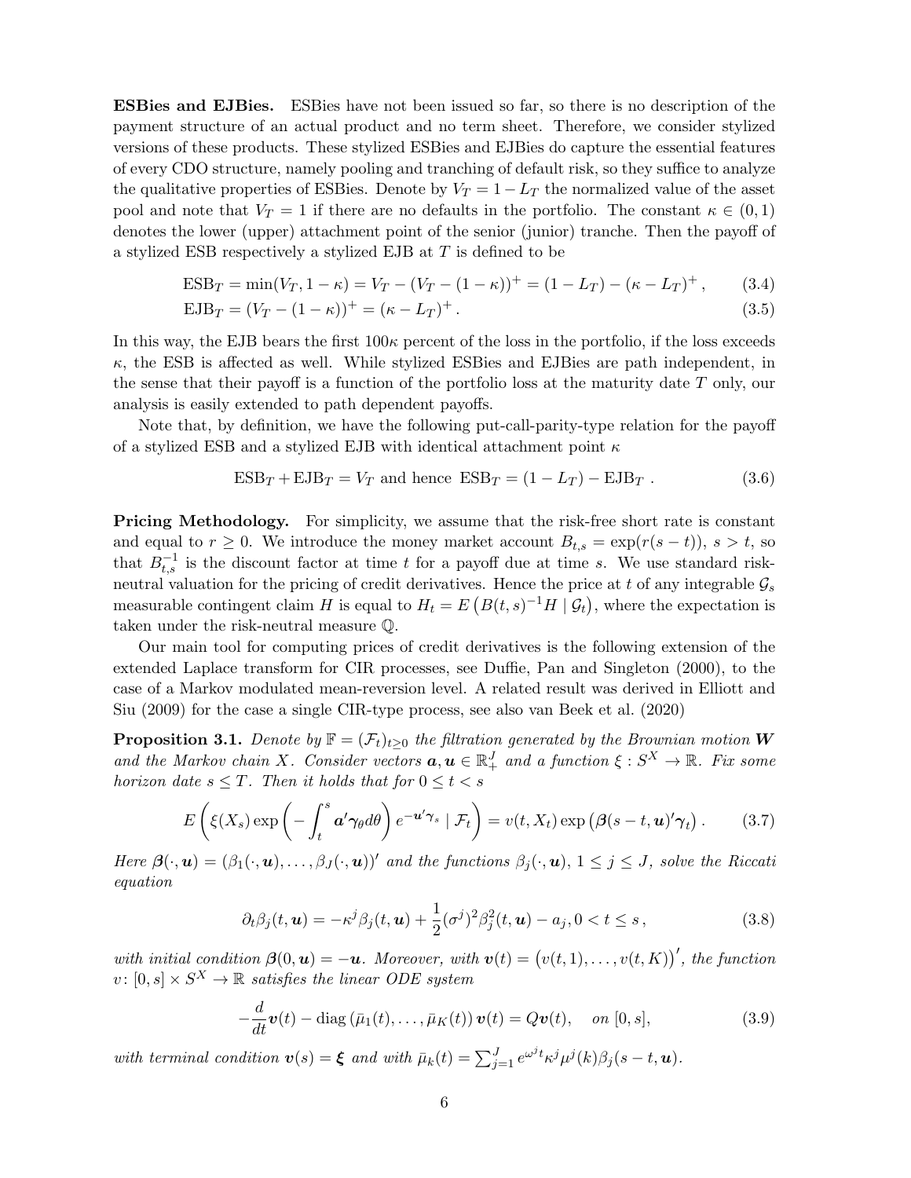**ESBies and EJBies.** ESBies have not been issued so far, so there is no description of the payment structure of an actual product and no term sheet. Therefore, we consider stylized versions of these products. These stylized ESBies and EJBies do capture the essential features of every CDO structure, namely pooling and tranching of default risk, so they suffice to analyze the qualitative properties of ESBies. Denote by $V_T = 1 - L_T$ the normalized value of the asset pool and note that $V_T = 1$ if there are no defaults in the portfolio. The constant $\kappa \in (0, 1)$ denotes the lower (upper) attachment point of the senior (junior) tranche. Then the payoff of a stylized ESB respectively a stylized EJB at $T$ is defined to be

$$\mathrm{ESB}_T = \min(V_T, 1-\kappa) = V_T - (V_T - (1-\kappa))^+ = (1 - L_T) - (\kappa - L_T)^+ , \tag{3.4}$$

$$\mathrm{EJB}_T = (V_T - (1-\kappa))^+ = (\kappa - L_T)^+ . \tag{3.5}$$

In this way, the EJB bears the first $100\kappa$ percent of the loss in the portfolio, if the loss exceeds $\kappa$, the ESB is affected as well. While stylized ESBies and EJBies are path independent, in the sense that their payoff is a function of the portfolio loss at the maturity date $T$ only, our analysis is easily extended to path dependent payoffs.

Note that, by definition, we have the following put-call-parity-type relation for the payoff of a stylized ESB and a stylized EJB with identical attachment point $\kappa$

$$\mathrm{ESB}_T + \mathrm{EJB}_T = V_T \text{ and hence } \mathrm{ESB}_T = (1 - L_T) - \mathrm{EJB}_T . \tag{3.6}$$

**Pricing Methodology.** For simplicity, we assume that the risk-free short rate is constant and equal to $r \geq 0$. We introduce the money market account $B_{t,s} = \exp(r(s-t))$, $s > t$, so that $B_{t,s}^{-1}$ is the discount factor at time $t$ for a payoff due at time $s$. We use standard risk-neutral valuation for the pricing of credit derivatives. Hence the price at $t$ of any integrable $\mathcal{G}_s$ measurable contingent claim $H$ is equal to $H_t = E\left(B(t,s)^{-1} H \mid \mathcal{G}_t\right)$, where the expectation is taken under the risk-neutral measure $\mathbb{Q}$.

Our main tool for computing prices of credit derivatives is the following extension of the extended Laplace transform for CIR processes, see Duffie, Pan and Singleton (2000), to the case of a Markov modulated mean-reversion level. A related result was derived in Elliott and Siu (2009) for the case a single CIR-type process, see also van Beek et al. (2020)

**Proposition 3.1.** *Denote by $\mathbb{F} = (\mathcal{F}_t)_{t \geq 0}$ the filtration generated by the Brownian motion $\boldsymbol{W}$ and the Markov chain $X$. Consider vectors $\boldsymbol{a}, \boldsymbol{u} \in \mathbb{R}_+^J$ and a function $\xi : S^X \to \mathbb{R}$. Fix some horizon date $s \leq T$. Then it holds that for $0 \leq t < s$*

$$E\left(\xi(X_s) \exp\left(-\int_t^s \boldsymbol{a}'\boldsymbol{\gamma}_\theta d\theta\right) e^{-\boldsymbol{u}'\boldsymbol{\gamma}_s} \mid \mathcal{F}_t\right) = v(t, X_t) \exp\left(\boldsymbol{\beta}(s-t, \boldsymbol{u})'\boldsymbol{\gamma}_t\right). \tag{3.7}$$

*Here $\boldsymbol{\beta}(\cdot, \boldsymbol{u}) = (\beta_1(\cdot, \boldsymbol{u}), \ldots, \beta_J(\cdot, \boldsymbol{u}))'$ and the functions $\beta_j(\cdot, \boldsymbol{u})$, $1 \leq j \leq J$, solve the Riccati equation*

$$\partial_t \beta_j(t, \boldsymbol{u}) = -\kappa^j \beta_j(t, \boldsymbol{u}) + \frac{1}{2}(\sigma^j)^2 \beta_j^2(t, \boldsymbol{u}) - a_j, 0 < t \leq s, \tag{3.8}$$

*with initial condition $\boldsymbol{\beta}(0, \boldsymbol{u}) = -\boldsymbol{u}$. Moreover, with $\boldsymbol{v}(t) = \big(v(t,1), \ldots, v(t,K)\big)'$, the function $v \colon [0, s] \times S^X \to \mathbb{R}$ satisfies the linear ODE system*

$$-\frac{d}{dt}\boldsymbol{v}(t) - \mathrm{diag}\left(\bar{\mu}_1(t), \ldots, \bar{\mu}_K(t)\right)\boldsymbol{v}(t) = Q\boldsymbol{v}(t), \quad \text{on } [0, s], \tag{3.9}$$

*with terminal condition $\boldsymbol{v}(s) = \boldsymbol{\xi}$ and with $\bar{\mu}_k(t) = \sum_{j=1}^J e^{\omega^j t} \kappa^j \mu^j(k) \beta_j(s-t, \boldsymbol{u})$.*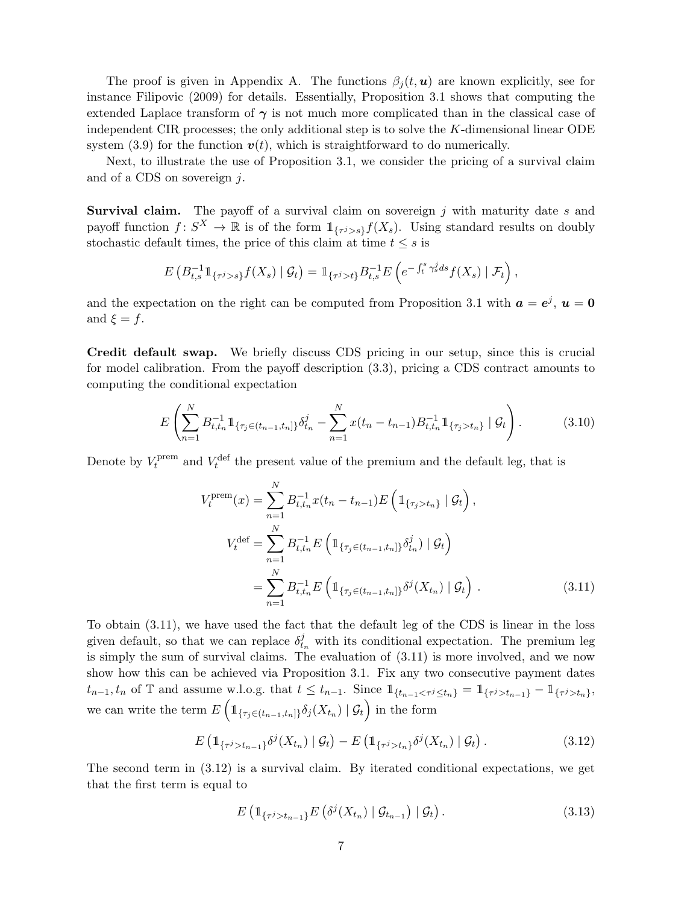The proof is given in Appendix A. The functions $\beta_j(t, \boldsymbol{u})$ are known explicitly, see for instance Filipovic (2009) for details. Essentially, Proposition 3.1 shows that computing the extended Laplace transform of $\boldsymbol{\gamma}$ is not much more complicated than in the classical case of independent CIR processes; the only additional step is to solve the $K$-dimensional linear ODE system (3.9) for the function $\boldsymbol{v}(t)$, which is straightforward to do numerically.

Next, to illustrate the use of Proposition 3.1, we consider the pricing of a survival claim and of a CDS on sovereign $j$.

**Survival claim.** The payoff of a survival claim on sovereign $j$ with maturity date $s$ and payoff function $f\colon S^X \to \mathbb{R}$ is of the form $\mathbb{1}_{\{\tau^j > s\}} f(X_s)$. Using standard results on doubly stochastic default times, the price of this claim at time $t \le s$ is

$$E\left(B_{t,s}^{-1}\mathbb{1}_{\{\tau^j>s\}}f(X_s) \mid \mathcal{G}_t\right) = \mathbb{1}_{\{\tau^j>t\}}B_{t,s}^{-1}E\left(e^{-\int_t^s \gamma_s^j ds}f(X_s) \mid \mathcal{F}_t\right),$$

and the expectation on the right can be computed from Proposition 3.1 with $\boldsymbol{a} = \boldsymbol{e}^j$, $\boldsymbol{u} = \boldsymbol{0}$ and $\xi = f$.

**Credit default swap.** We briefly discuss CDS pricing in our setup, since this is crucial for model calibration. From the payoff description (3.3), pricing a CDS contract amounts to computing the conditional expectation

$$E\left(\sum_{n=1}^{N} B_{t,t_n}^{-1}\mathbb{1}_{\{\tau_j\in(t_{n-1},t_n]\}}\delta_{t_n}^j - \sum_{n=1}^{N} x(t_n - t_{n-1})B_{t,t_n}^{-1}\mathbb{1}_{\{\tau_j>t_n\}} \mid \mathcal{G}_t\right). \tag{3.10}$$

Denote by $V_t^{\text{prem}}$ and $V_t^{\text{def}}$ the present value of the premium and the default leg, that is

$$\begin{aligned}
V_t^{\text{prem}}(x) &= \sum_{n=1}^{N} B_{t,t_n}^{-1}x(t_n - t_{n-1})E\left(\mathbb{1}_{\{\tau_j>t_n\}} \mid \mathcal{G}_t\right), \\
V_t^{\text{def}} &= \sum_{n=1}^{N} B_{t,t_n}^{-1}E\left(\mathbb{1}_{\{\tau_j\in(t_{n-1},t_n]\}}\delta_{t_n}^j) \mid \mathcal{G}_t\right) \\
&= \sum_{n=1}^{N} B_{t,t_n}^{-1}E\left(\mathbb{1}_{\{\tau_j\in(t_{n-1},t_n]\}}\delta^j(X_{t_n}) \mid \mathcal{G}_t\right).
\end{aligned} \tag{3.11}$$

To obtain (3.11), we have used the fact that the default leg of the CDS is linear in the loss given default, so that we can replace $\delta_{t_n}^j$ with its conditional expectation. The premium leg is simply the sum of survival claims. The evaluation of (3.11) is more involved, and we now show how this can be achieved via Proposition 3.1. Fix any two consecutive payment dates $t_{n-1}, t_n$ of $\mathbb{T}$ and assume w.l.o.g. that $t \le t_{n-1}$. Since $\mathbb{1}_{\{t_{n-1}<\tau^j\le t_n\}} = \mathbb{1}_{\{\tau^j>t_{n-1}\}} - \mathbb{1}_{\{\tau^j>t_n\}}$, we can write the term $E\left(\mathbb{1}_{\{\tau_j\in(t_{n-1},t_n]\}}\delta_j(X_{t_n}) \mid \mathcal{G}_t\right)$ in the form

$$E\left(\mathbb{1}_{\{\tau^j>t_{n-1}\}}\delta^j(X_{t_n}) \mid \mathcal{G}_t\right) - E\left(\mathbb{1}_{\{\tau^j>t_n\}}\delta^j(X_{t_n}) \mid \mathcal{G}_t\right). \tag{3.12}$$

The second term in (3.12) is a survival claim. By iterated conditional expectations, we get that the first term is equal to

$$E\left(\mathbb{1}_{\{\tau^j>t_{n-1}\}}E\left(\delta^j(X_{t_n}) \mid \mathcal{G}_{t_{n-1}}\right) \mid \mathcal{G}_t\right). \tag{3.13}$$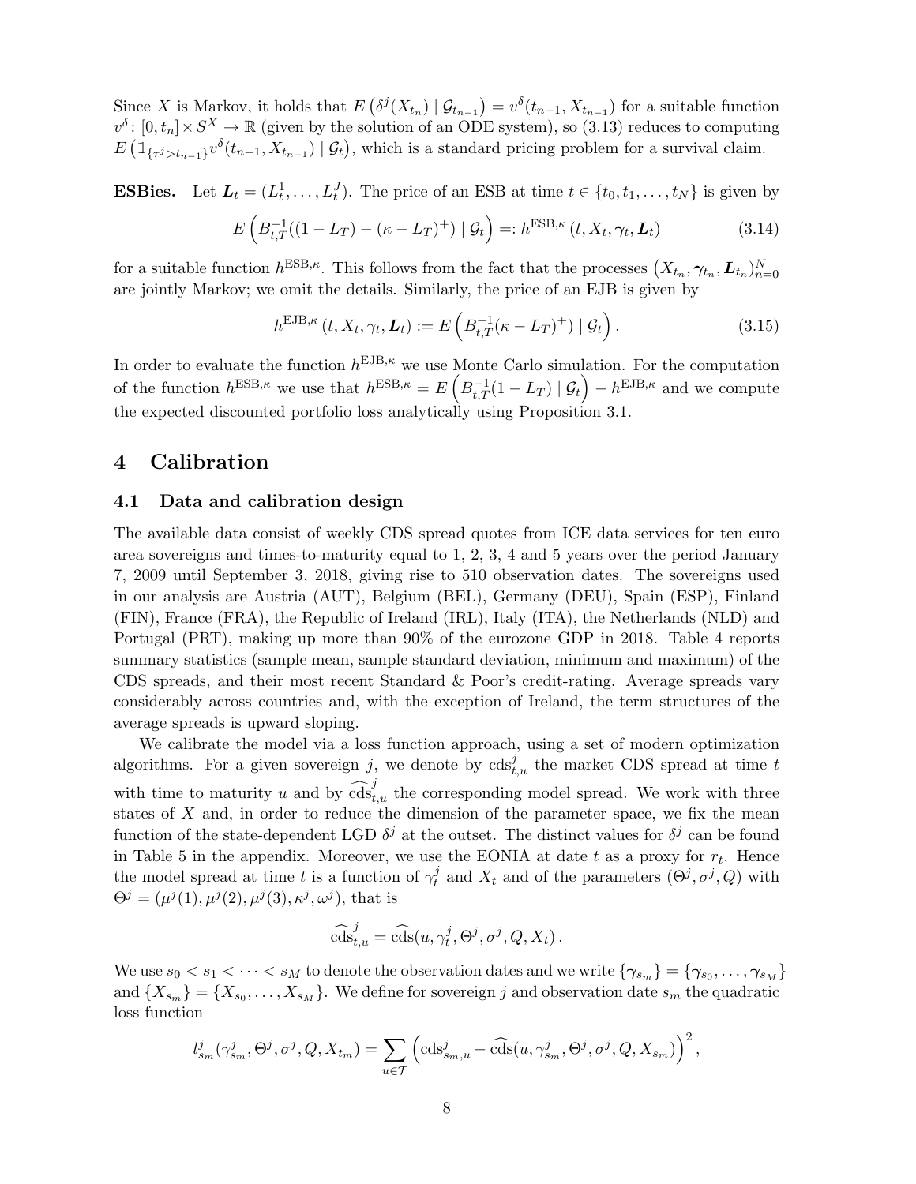Since $X$ is Markov, it holds that $E\left(\delta^j(X_{t_n}) \mid \mathcal{G}_{t_{n-1}}\right) = v^\delta(t_{n-1}, X_{t_{n-1}})$ for a suitable function $v^\delta \colon [0, t_n] \times S^X \to \mathbb{R}$ (given by the solution of an ODE system), so (3.13) reduces to computing $E\left(\mathbb{1}_{\{\tau^j > t_{n-1}\}} v^\delta(t_{n-1}, X_{t_{n-1}}) \mid \mathcal{G}_t\right)$, which is a standard pricing problem for a survival claim.

**ESBies.** Let $\boldsymbol{L}_t = (L_t^1, \ldots, L_t^J)$. The price of an ESB at time $t \in \{t_0, t_1, \ldots, t_N\}$ is given by

$$E\left(B_{t,T}^{-1}((1 - L_T) - (\kappa - L_T)^+) \mid \mathcal{G}_t\right) =: h^{\mathrm{ESB},\kappa}(t, X_t, \boldsymbol{\gamma}_t, \boldsymbol{L}_t) \tag{3.14}$$

for a suitable function $h^{\mathrm{ESB},\kappa}$. This follows from the fact that the processes $\left(X_{t_n}, \boldsymbol{\gamma}_{t_n}, \boldsymbol{L}_{t_n}\right)_{n=0}^N$ are jointly Markov; we omit the details. Similarly, the price of an EJB is given by

$$h^{\mathrm{EJB},\kappa}(t, X_t, \gamma_t, \boldsymbol{L}_t) := E\left(B_{t,T}^{-1}(\kappa - L_T)^+) \mid \mathcal{G}_t\right). \tag{3.15}$$

In order to evaluate the function $h^{\mathrm{EJB},\kappa}$ we use Monte Carlo simulation. For the computation of the function $h^{\mathrm{ESB},\kappa}$ we use that $h^{\mathrm{ESB},\kappa} = E\left(B_{t,T}^{-1}(1 - L_T) \mid \mathcal{G}_t\right) - h^{\mathrm{EJB},\kappa}$ and we compute the expected discounted portfolio loss analytically using Proposition 3.1.

# 4 Calibration

## 4.1 Data and calibration design

The available data consist of weekly CDS spread quotes from ICE data services for ten euro area sovereigns and times-to-maturity equal to 1, 2, 3, 4 and 5 years over the period January 7, 2009 until September 3, 2018, giving rise to 510 observation dates. The sovereigns used in our analysis are Austria (AUT), Belgium (BEL), Germany (DEU), Spain (ESP), Finland (FIN), France (FRA), the Republic of Ireland (IRL), Italy (ITA), the Netherlands (NLD) and Portugal (PRT), making up more than 90% of the eurozone GDP in 2018. Table 4 reports summary statistics (sample mean, sample standard deviation, minimum and maximum) of the CDS spreads, and their most recent Standard & Poor's credit-rating. Average spreads vary considerably across countries and, with the exception of Ireland, the term structures of the average spreads is upward sloping.

We calibrate the model via a loss function approach, using a set of modern optimization algorithms. For a given sovereign $j$, we denote by $\mathrm{cds}_{t,u}^j$ the market CDS spread at time $t$ with time to maturity $u$ and by $\widehat{\mathrm{cds}}_{t,u}^j$ the corresponding model spread. We work with three states of $X$ and, in order to reduce the dimension of the parameter space, we fix the mean function of the state-dependent LGD $\delta^j$ at the outset. The distinct values for $\delta^j$ can be found in Table 5 in the appendix. Moreover, we use the EONIA at date $t$ as a proxy for $r_t$. Hence the model spread at time $t$ is a function of $\gamma_t^j$ and $X_t$ and of the parameters $(\Theta^j, \sigma^j, Q)$ with $\Theta^j = (\mu^j(1), \mu^j(2), \mu^j(3), \kappa^j, \omega^j)$, that is

$$\widehat{\mathrm{cds}}_{t,u}^j = \widehat{\mathrm{cds}}(u, \gamma_t^j, \Theta^j, \sigma^j, Q, X_t).$$

We use $s_0 < s_1 < \cdots < s_M$ to denote the observation dates and we write $\{\boldsymbol{\gamma}_{s_m}\} = \{\boldsymbol{\gamma}_{s_0}, \ldots, \boldsymbol{\gamma}_{s_M}\}$ and $\{X_{s_m}\} = \{X_{s_0}, \ldots, X_{s_M}\}$. We define for sovereign $j$ and observation date $s_m$ the quadratic loss function

$$l_{s_m}^j(\gamma_{s_m}^j, \Theta^j, \sigma^j, Q, X_{t_m}) = \sum_{u \in \mathcal{T}} \left(\mathrm{cds}_{s_m,u}^j - \widehat{\mathrm{cds}}(u, \gamma_{s_m}^j, \Theta^j, \sigma^j, Q, X_{s_m})\right)^2,$$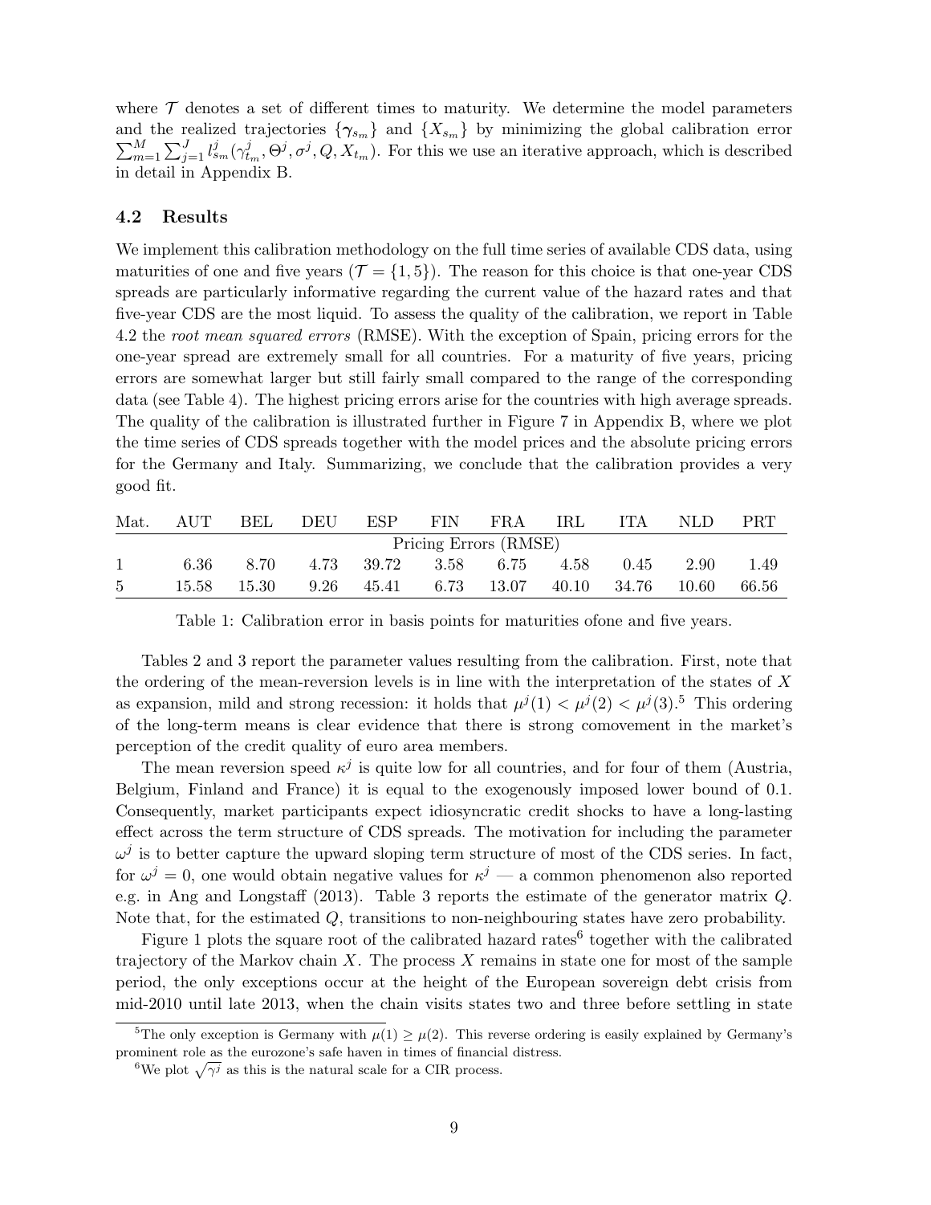where $\mathcal{T}$ denotes a set of different times to maturity. We determine the model parameters and the realized trajectories $\{\gamma_{s_m}\}$ and $\{X_{s_m}\}$ by minimizing the global calibration error $\sum_{m=1}^{M}\sum_{j=1}^{J} l^j_{s_m}(\gamma^j_{t_m}, \Theta^j, \sigma^j, Q, X_{t_m})$. For this we use an iterative approach, which is described in detail in Appendix B.

### 4.2 Results

We implement this calibration methodology on the full time series of available CDS data, using maturities of one and five years ($\mathcal{T} = \{1, 5\}$). The reason for this choice is that one-year CDS spreads are particularly informative regarding the current value of the hazard rates and that five-year CDS are the most liquid. To assess the quality of the calibration, we report in Table 4.2 the *root mean squared errors* (RMSE). With the exception of Spain, pricing errors for the one-year spread are extremely small for all countries. For a maturity of five years, pricing errors are somewhat larger but still fairly small compared to the range of the corresponding data (see Table 4). The highest pricing errors arise for the countries with high average spreads. The quality of the calibration is illustrated further in Figure 7 in Appendix B, where we plot the time series of CDS spreads together with the model prices and the absolute pricing errors for the Germany and Italy. Summarizing, we conclude that the calibration provides a very good fit.

| Mat. | AUT | BEL | DEU | ESP | FIN | FRA | IRL | ITA | NLD | PRT |
|---|---|---|---|---|---|---|---|---|---|---|
| | Pricing Errors (RMSE) | | | | | | | | | |
| 1 | 6.36 | 8.70 | 4.73 | 39.72 | 3.58 | 6.75 | 4.58 | 0.45 | 2.90 | 1.49 |
| 5 | 15.58 | 15.30 | 9.26 | 45.41 | 6.73 | 13.07 | 40.10 | 34.76 | 10.60 | 66.56 |

Table 1: Calibration error in basis points for maturities ofone and five years.

Tables 2 and 3 report the parameter values resulting from the calibration. First, note that the ordering of the mean-reversion levels is in line with the interpretation of the states of $X$ as expansion, mild and strong recession: it holds that $\mu^j(1) < \mu^j(2) < \mu^j(3)$.[5] This ordering of the long-term means is clear evidence that there is strong comovement in the market's perception of the credit quality of euro area members.

The mean reversion speed $\kappa^j$ is quite low for all countries, and for four of them (Austria, Belgium, Finland and France) it is equal to the exogenously imposed lower bound of 0.1. Consequently, market participants expect idiosyncratic credit shocks to have a long-lasting effect across the term structure of CDS spreads. The motivation for including the parameter $\omega^j$ is to better capture the upward sloping term structure of most of the CDS series. In fact, for $\omega^j = 0$, one would obtain negative values for $\kappa^j$ — a common phenomenon also reported e.g. in Ang and Longstaff (2013). Table 3 reports the estimate of the generator matrix $Q$. Note that, for the estimated $Q$, transitions to non-neighbouring states have zero probability.

Figure 1 plots the square root of the calibrated hazard rates[6] together with the calibrated trajectory of the Markov chain $X$. The process $X$ remains in state one for most of the sample period, the only exceptions occur at the height of the European sovereign debt crisis from mid-2010 until late 2013, when the chain visits states two and three before settling in state

[5] The only exception is Germany with $\mu(1) \geq \mu(2)$. This reverse ordering is easily explained by Germany's prominent role as the eurozone's safe haven in times of financial distress.

[6] We plot $\sqrt{\gamma^j}$ as this is the natural scale for a CIR process.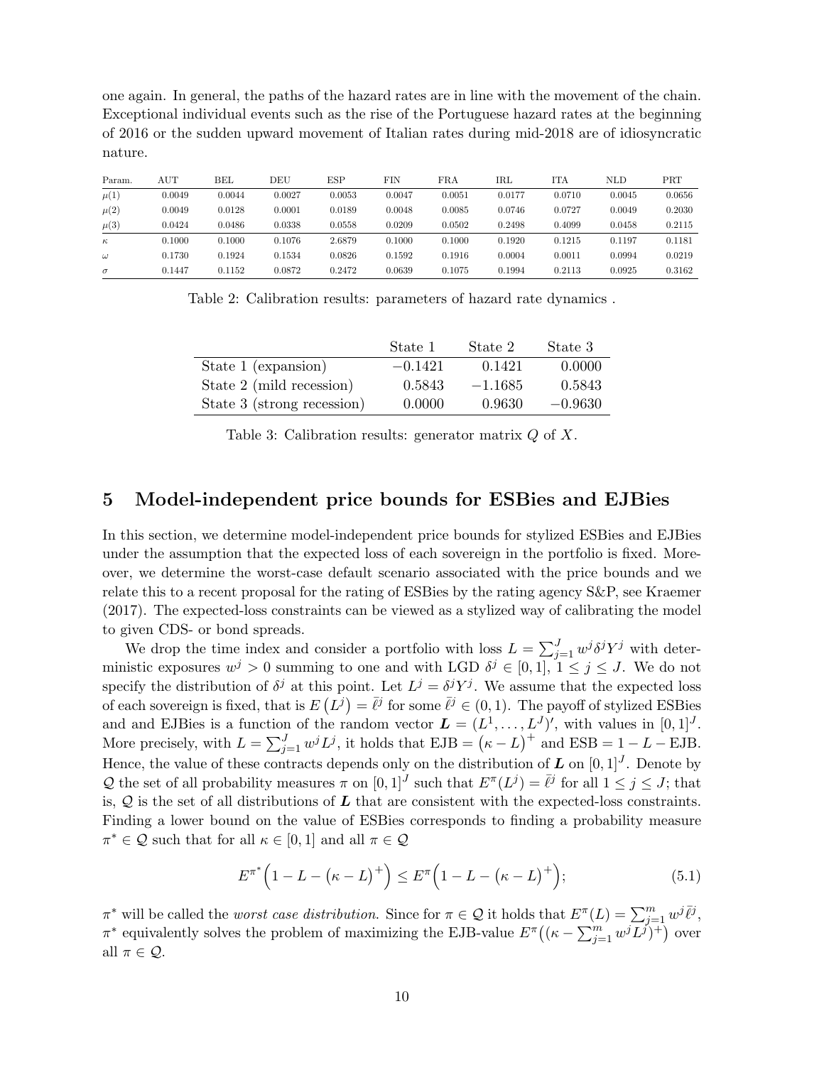one again. In general, the paths of the hazard rates are in line with the movement of the chain. Exceptional individual events such as the rise of the Portuguese hazard rates at the beginning of 2016 or the sudden upward movement of Italian rates during mid-2018 are of idiosyncratic nature.

| Param. | AUT | BEL | DEU | ESP | FIN | FRA | IRL | ITA | NLD | PRT |
|---|---|---|---|---|---|---|---|---|---|---|
| $\mu(1)$ | 0.0049 | 0.0044 | 0.0027 | 0.0053 | 0.0047 | 0.0051 | 0.0177 | 0.0710 | 0.0045 | 0.0656 |
| $\mu(2)$ | 0.0049 | 0.0128 | 0.0001 | 0.0189 | 0.0048 | 0.0085 | 0.0746 | 0.0727 | 0.0049 | 0.2030 |
| $\mu(3)$ | 0.0424 | 0.0486 | 0.0338 | 0.0558 | 0.0209 | 0.0502 | 0.2498 | 0.4099 | 0.0458 | 0.2115 |
| $\kappa$ | 0.1000 | 0.1000 | 0.1076 | 2.6879 | 0.1000 | 0.1000 | 0.1920 | 0.1215 | 0.1197 | 0.1181 |
| $\omega$ | 0.1730 | 0.1924 | 0.1534 | 0.0826 | 0.1592 | 0.1916 | 0.0004 | 0.0011 | 0.0994 | 0.0219 |
| $\sigma$ | 0.1447 | 0.1152 | 0.0872 | 0.2472 | 0.0639 | 0.1075 | 0.1994 | 0.2113 | 0.0925 | 0.3162 |

Table 2: Calibration results: parameters of hazard rate dynamics .

| | State 1 | State 2 | State 3 |
|---|---|---|---|
| State 1 (expansion) | −0.1421 | 0.1421 | 0.0000 |
| State 2 (mild recession) | 0.5843 | −1.1685 | 0.5843 |
| State 3 (strong recession) | 0.0000 | 0.9630 | −0.9630 |

Table 3: Calibration results: generator matrix $Q$ of $X$.

## 5 Model-independent price bounds for ESBies and EJBies

In this section, we determine model-independent price bounds for stylized ESBies and EJBies under the assumption that the expected loss of each sovereign in the portfolio is fixed. Moreover, we determine the worst-case default scenario associated with the price bounds and we relate this to a recent proposal for the rating of ESBies by the rating agency S&P, see Kraemer (2017). The expected-loss constraints can be viewed as a stylized way of calibrating the model to given CDS- or bond spreads.

We drop the time index and consider a portfolio with loss $L = \sum_{j=1}^{J} w^j \delta^j Y^j$ with deterministic exposures $w^j > 0$ summing to one and with LGD $\delta^j \in [0, 1]$, $1 \leq j \leq J$. We do not specify the distribution of $\delta^j$ at this point. Let $L^j = \delta^j Y^j$. We assume that the expected loss of each sovereign is fixed, that is $E\left(L^j\right) = \bar{\ell}^j$ for some $\bar{\ell}^j \in (0, 1)$. The payoff of stylized ESBies and and EJBies is a function of the random vector $\boldsymbol{L} = (L^1, \ldots, L^J)'$, with values in $[0, 1]^J$. More precisely, with $L = \sum_{j=1}^{J} w^j L^j$, it holds that $\text{EJB} = \left(\kappa - L\right)^+$ and $\text{ESB} = 1 - L - \text{EJB}$. Hence, the value of these contracts depends only on the distribution of $\boldsymbol{L}$ on $[0, 1]^J$. Denote by $\mathcal{Q}$ the set of all probability measures $\pi$ on $[0, 1]^J$ such that $E^\pi(L^j) = \bar{\ell}^j$ for all $1 \leq j \leq J$; that is, $\mathcal{Q}$ is the set of all distributions of $\boldsymbol{L}$ that are consistent with the expected-loss constraints. Finding a lower bound on the value of ESBies corresponds to finding a probability measure $\pi^* \in \mathcal{Q}$ such that for all $\kappa \in [0, 1]$ and all $\pi \in \mathcal{Q}$

$$E^{\pi^*}\Big(1 - L - \left(\kappa - L\right)^+\Big) \leq E^{\pi}\Big(1 - L - \left(\kappa - L\right)^+\Big); \tag{5.1}$$

$\pi^*$ will be called the *worst case distribution.* Since for $\pi \in \mathcal{Q}$ it holds that $E^\pi(L) = \sum_{j=1}^{m} w^j \bar{\ell}^j$, $\pi^*$ equivalently solves the problem of maximizing the EJB-value $E^\pi\big((\kappa - \sum_{j=1}^{m} w^j L^j)^+\big)$ over all $\pi \in \mathcal{Q}$.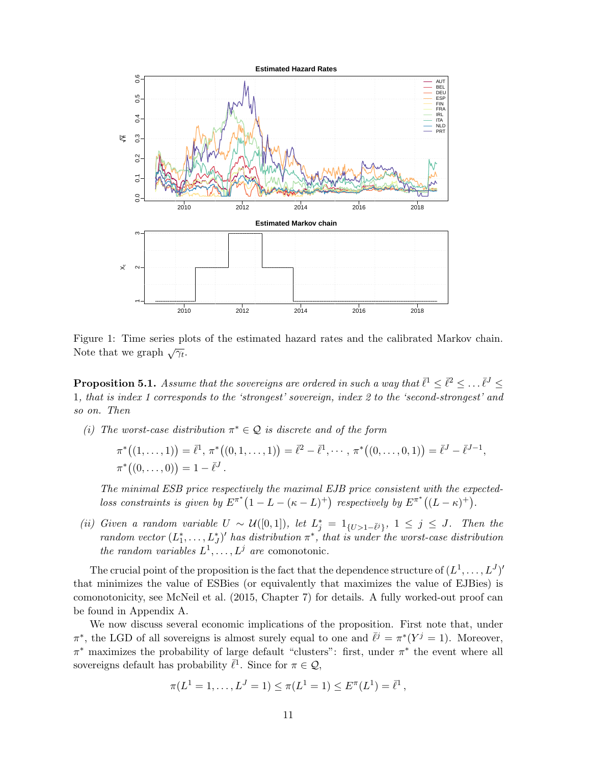Figure 1: Time series plots of the estimated hazard rates and the calibrated Markov chain. Note that we graph $\sqrt{\gamma_t}$.

**Proposition 5.1.** *Assume that the sovereigns are ordered in such a way that $\bar{\ell}^1 \le \bar{\ell}^2 \le \dots \bar{\ell}^J \le 1$, that is index 1 corresponds to the 'strongest' sovereign, index 2 to the 'second-strongest' and so on. Then*

*(i) The worst-case distribution $\pi^* \in \mathcal{Q}$ is discrete and of the form*

$$\pi^*\big((1,\dots,1)\big) = \bar{\ell}^1,\ \pi^*\big((0,1,\dots,1)\big) = \bar{\ell}^2 - \bar{\ell}^1, \cdots,\ \pi^*\big((0,\dots,0,1)\big) = \bar{\ell}^J - \bar{\ell}^{J-1},$$
$$\pi^*\big((0,\dots,0)\big) = 1 - \bar{\ell}^J\,.$$

*The minimal ESB price respectively the maximal EJB price consistent with the expected-loss constraints is given by $E^{\pi^*}\big(1 - L - (\kappa - L)^+\big)$ respectively by $E^{\pi^*}\big((L-\kappa)^+\big)$.*

*(ii) Given a random variable $U \sim \mathcal{U}([0,1])$, let $L_j^* = 1_{\{U > 1 - \bar{\ell}^j\}}$, $1 \le j \le J$. Then the random vector $(L_1^*, \dots, L_J^*)'$ has distribution $\pi^*$, that is under the worst-case distribution the random variables $L^1, \dots, L^j$ are* comonotonic.

The crucial point of the proposition is the fact that the dependence structure of $(L^1, \dots, L^J)'$ that minimizes the value of ESBies (or equivalently that maximizes the value of EJBies) is comonotonicity, see McNeil et al. (2015, Chapter 7) for details. A fully worked-out proof can be found in Appendix A.

We now discuss several economic implications of the proposition. First note that, under $\pi^*$, the LGD of all sovereigns is almost surely equal to one and $\bar{\ell}^j = \pi^*(Y^j = 1)$. Moreover, $\pi^*$ maximizes the probability of large default "clusters": first, under $\pi^*$ the event where all sovereigns default has probability $\bar{\ell}^1$. Since for $\pi \in \mathcal{Q}$,

$$\pi(L^1 = 1, \dots, L^J = 1) \le \pi(L^1 = 1) \le E^{\pi}(L^1) = \bar{\ell}^1\,,$$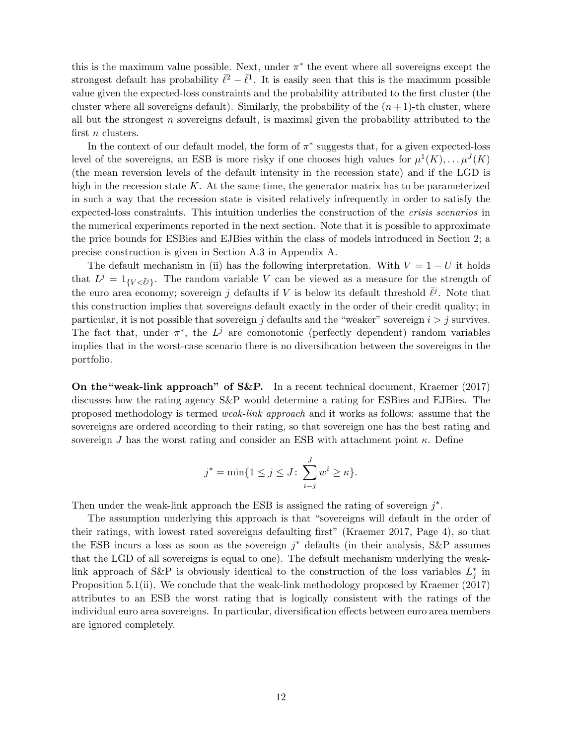this is the maximum value possible. Next, under $\pi^*$ the event where all sovereigns except the strongest default has probability $\bar{\ell}^2 - \bar{\ell}^1$. It is easily seen that this is the maximum possible value given the expected-loss constraints and the probability attributed to the first cluster (the cluster where all sovereigns default). Similarly, the probability of the $(n+1)$-th cluster, where all but the strongest $n$ sovereigns default, is maximal given the probability attributed to the first $n$ clusters.

In the context of our default model, the form of $\pi^*$ suggests that, for a given expected-loss level of the sovereigns, an ESB is more risky if one chooses high values for $\mu^1(K), \dots \mu^J(K)$ (the mean reversion levels of the default intensity in the recession state) and if the LGD is high in the recession state $K$. At the same time, the generator matrix has to be parameterized in such a way that the recession state is visited relatively infrequently in order to satisfy the expected-loss constraints. This intuition underlies the construction of the *crisis scenarios* in the numerical experiments reported in the next section. Note that it is possible to approximate the price bounds for ESBies and EJBies within the class of models introduced in Section 2; a precise construction is given in Section A.3 in Appendix A.

The default mechanism in (ii) has the following interpretation. With $V = 1 - U$ it holds that $L^j = 1_{\{V < \bar{\ell}^j\}}$. The random variable $V$ can be viewed as a measure for the strength of the euro area economy; sovereign $j$ defaults if $V$ is below its default threshold $\bar{\ell}^j$. Note that this construction implies that sovereigns default exactly in the order of their credit quality; in particular, it is not possible that sovereign $j$ defaults and the "weaker" sovereign $i > j$ survives. The fact that, under $\pi^*$, the $L^j$ are comonotonic (perfectly dependent) random variables implies that in the worst-case scenario there is no diversification between the sovereigns in the portfolio.

**On the"weak-link approach" of S&P.** In a recent technical document, Kraemer (2017) discusses how the rating agency S&P would determine a rating for ESBies and EJBies. The proposed methodology is termed *weak-link approach* and it works as follows: assume that the sovereigns are ordered according to their rating, so that sovereign one has the best rating and sovereign $J$ has the worst rating and consider an ESB with attachment point $\kappa$. Define

$$j^* = \min\{1 \leq j \leq J \colon \sum_{i=j}^{J} w^i \geq \kappa\}.$$

Then under the weak-link approach the ESB is assigned the rating of sovereign $j^*$.

The assumption underlying this approach is that "sovereigns will default in the order of their ratings, with lowest rated sovereigns defaulting first" (Kraemer 2017, Page 4), so that the ESB incurs a loss as soon as the sovereign $j^*$ defaults (in their analysis, S&P assumes that the LGD of all sovereigns is equal to one). The default mechanism underlying the weak-link approach of S&P is obviously identical to the construction of the loss variables $L_j^*$ in Proposition 5.1(ii). We conclude that the weak-link methodology proposed by Kraemer (2017) attributes to an ESB the worst rating that is logically consistent with the ratings of the individual euro area sovereigns. In particular, diversification effects between euro area members are ignored completely.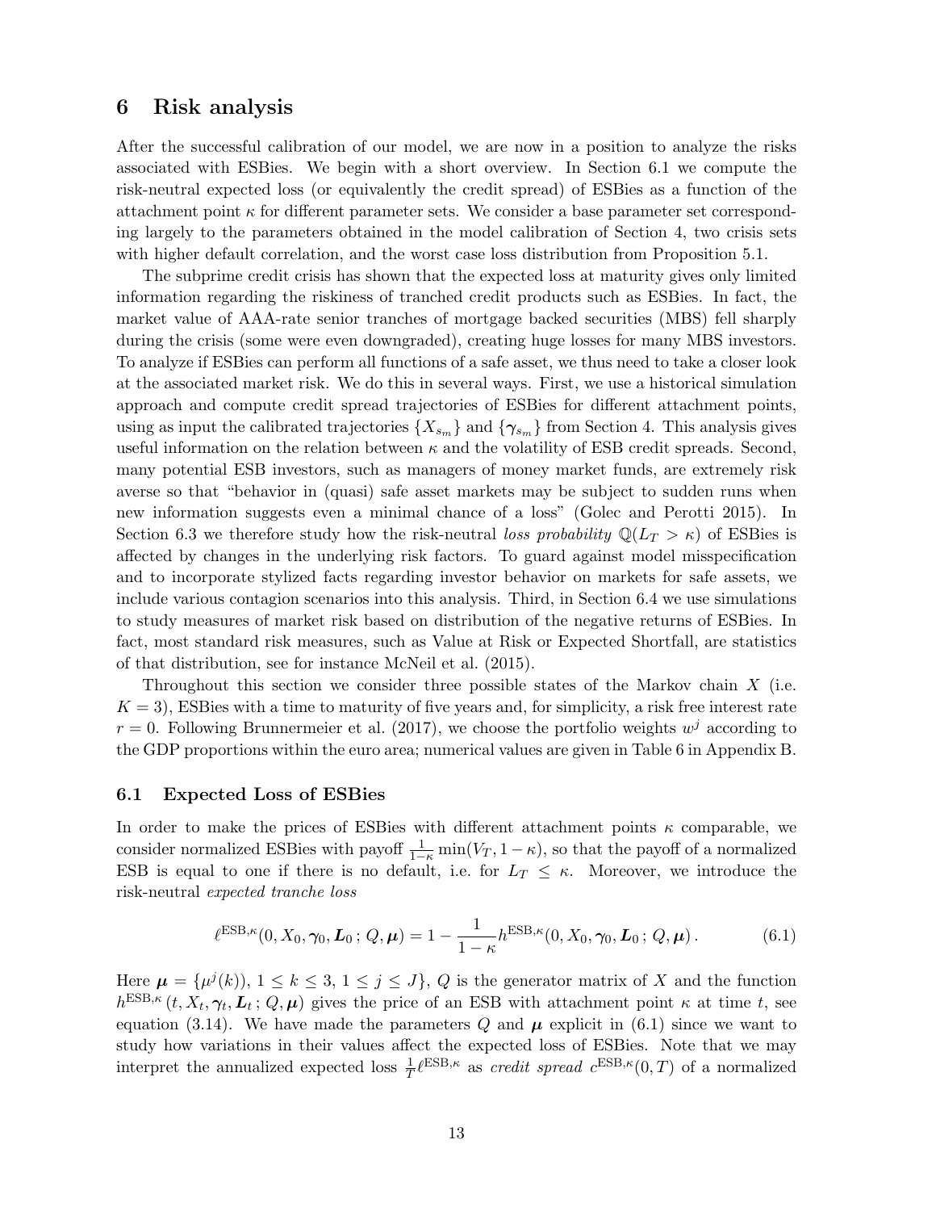## 6 Risk analysis

After the successful calibration of our model, we are now in a position to analyze the risks associated with ESBies. We begin with a short overview. In Section 6.1 we compute the risk-neutral expected loss (or equivalently the credit spread) of ESBies as a function of the attachment point $\kappa$ for different parameter sets. We consider a base parameter set corresponding largely to the parameters obtained in the model calibration of Section 4, two crisis sets with higher default correlation, and the worst case loss distribution from Proposition 5.1.

The subprime credit crisis has shown that the expected loss at maturity gives only limited information regarding the riskiness of tranched credit products such as ESBies. In fact, the market value of AAA-rate senior tranches of mortgage backed securities (MBS) fell sharply during the crisis (some were even downgraded), creating huge losses for many MBS investors. To analyze if ESBies can perform all functions of a safe asset, we thus need to take a closer look at the associated market risk. We do this in several ways. First, we use a historical simulation approach and compute credit spread trajectories of ESBies for different attachment points, using as input the calibrated trajectories $\{X_{s_m}\}$ and $\{\boldsymbol{\gamma}_{s_m}\}$ from Section 4. This analysis gives useful information on the relation between $\kappa$ and the volatility of ESB credit spreads. Second, many potential ESB investors, such as managers of money market funds, are extremely risk averse so that "behavior in (quasi) safe asset markets may be subject to sudden runs when new information suggests even a minimal chance of a loss" (Golec and Perotti 2015). In Section 6.3 we therefore study how the risk-neutral *loss probability* $\mathbb{Q}(L_T > \kappa)$ of ESBies is affected by changes in the underlying risk factors. To guard against model misspecification and to incorporate stylized facts regarding investor behavior on markets for safe assets, we include various contagion scenarios into this analysis. Third, in Section 6.4 we use simulations to study measures of market risk based on distribution of the negative returns of ESBies. In fact, most standard risk measures, such as Value at Risk or Expected Shortfall, are statistics of that distribution, see for instance McNeil et al. (2015).

Throughout this section we consider three possible states of the Markov chain $X$ (i.e. $K = 3$), ESBies with a time to maturity of five years and, for simplicity, a risk free interest rate $r = 0$. Following Brunnermeier et al. (2017), we choose the portfolio weights $w^j$ according to the GDP proportions within the euro area; numerical values are given in Table 6 in Appendix B.

### 6.1 Expected Loss of ESBies

In order to make the prices of ESBies with different attachment points $\kappa$ comparable, we consider normalized ESBies with payoff $\frac{1}{1-\kappa}\min(V_T, 1-\kappa)$, so that the payoff of a normalized ESB is equal to one if there is no default, i.e. for $L_T \leq \kappa$. Moreover, we introduce the risk-neutral *expected tranche loss*

$$\ell^{\mathrm{ESB},\kappa}(0, X_0, \boldsymbol{\gamma}_0, \boldsymbol{L}_0\,;\, Q, \boldsymbol{\mu}) = 1 - \frac{1}{1-\kappa} h^{\mathrm{ESB},\kappa}(0, X_0, \boldsymbol{\gamma}_0, \boldsymbol{L}_0\,;\, Q, \boldsymbol{\mu})\,. \tag{6.1}$$

Here $\boldsymbol{\mu} = \{\mu^j(k)),\ 1 \leq k \leq 3,\ 1 \leq j \leq J\}$, $Q$ is the generator matrix of $X$ and the function $h^{\mathrm{ESB},\kappa}(t, X_t, \boldsymbol{\gamma}_t, \boldsymbol{L}_t\,;\, Q, \boldsymbol{\mu})$ gives the price of an ESB with attachment point $\kappa$ at time $t$, see equation (3.14). We have made the parameters $Q$ and $\boldsymbol{\mu}$ explicit in (6.1) since we want to study how variations in their values affect the expected loss of ESBies. Note that we may interpret the annualized expected loss $\frac{1}{T}\ell^{\mathrm{ESB},\kappa}$ as *credit spread* $c^{\mathrm{ESB},\kappa}(0,T)$ of a normalized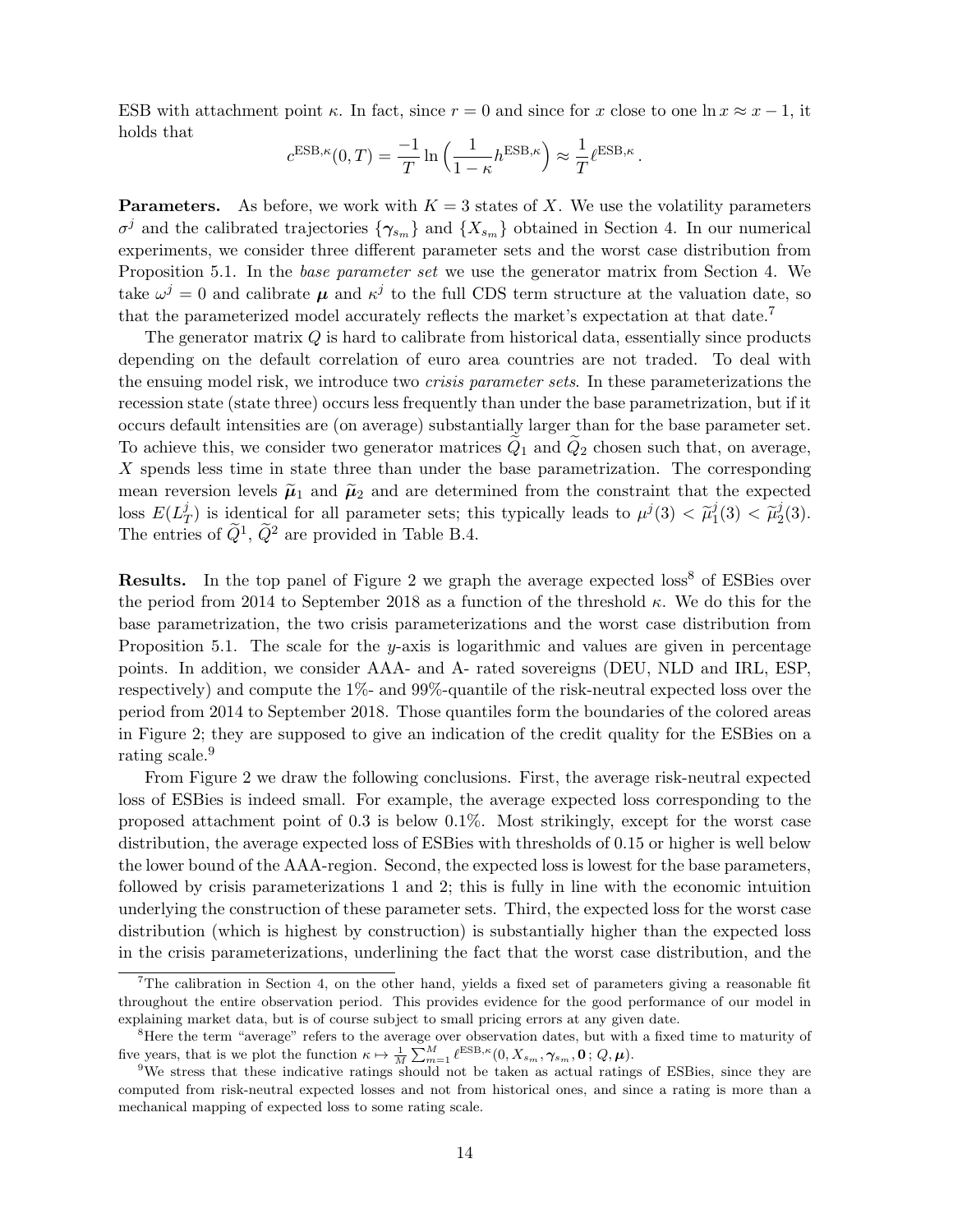ESB with attachment point $\kappa$. In fact, since $r = 0$ and since for $x$ close to one $\ln x \approx x - 1$, it holds that

$$c^{\text{ESB},\kappa}(0,T) = \frac{-1}{T} \ln\left(\frac{1}{1-\kappa} h^{\text{ESB},\kappa}\right) \approx \frac{1}{T} \ell^{\text{ESB},\kappa}.$$

**Parameters.** As before, we work with $K = 3$ states of $X$. We use the volatility parameters $\sigma^j$ and the calibrated trajectories $\{\boldsymbol{\gamma}_{s_m}\}$ and $\{X_{s_m}\}$ obtained in Section 4. In our numerical experiments, we consider three different parameter sets and the worst case distribution from Proposition 5.1. In the *base parameter set* we use the generator matrix from Section 4. We take $\omega^j = 0$ and calibrate $\boldsymbol{\mu}$ and $\kappa^j$ to the full CDS term structure at the valuation date, so that the parameterized model accurately reflects the market's expectation at that date.[7]

The generator matrix $Q$ is hard to calibrate from historical data, essentially since products depending on the default correlation of euro area countries are not traded. To deal with the ensuing model risk, we introduce two *crisis parameter sets*. In these parameterizations the recession state (state three) occurs less frequently than under the base parametrization, but if it occurs default intensities are (on average) substantially larger than for the base parameter set. To achieve this, we consider two generator matrices $\widetilde{Q}_1$ and $\widetilde{Q}_2$ chosen such that, on average, $X$ spends less time in state three than under the base parametrization. The corresponding mean reversion levels $\widetilde{\boldsymbol{\mu}}_1$ and $\widetilde{\boldsymbol{\mu}}_2$ and are determined from the constraint that the expected loss $E(L_T^j)$ is identical for all parameter sets; this typically leads to $\mu^j(3) < \widetilde{\mu}_1^j(3) < \widetilde{\mu}_2^j(3)$. The entries of $\widetilde{Q}^1$, $\widetilde{Q}^2$ are provided in Table B.4.

**Results.** In the top panel of Figure 2 we graph the average expected loss[8] of ESBies over the period from 2014 to September 2018 as a function of the threshold $\kappa$. We do this for the base parametrization, the two crisis parameterizations and the worst case distribution from Proposition 5.1. The scale for the $y$-axis is logarithmic and values are given in percentage points. In addition, we consider AAA- and A- rated sovereigns (DEU, NLD and IRL, ESP, respectively) and compute the 1%- and 99%-quantile of the risk-neutral expected loss over the period from 2014 to September 2018. Those quantiles form the boundaries of the colored areas in Figure 2; they are supposed to give an indication of the credit quality for the ESBies on a rating scale.[9]

From Figure 2 we draw the following conclusions. First, the average risk-neutral expected loss of ESBies is indeed small. For example, the average expected loss corresponding to the proposed attachment point of 0.3 is below 0.1%. Most strikingly, except for the worst case distribution, the average expected loss of ESBies with thresholds of 0.15 or higher is well below the lower bound of the AAA-region. Second, the expected loss is lowest for the base parameters, followed by crisis parameterizations 1 and 2; this is fully in line with the economic intuition underlying the construction of these parameter sets. Third, the expected loss for the worst case distribution (which is highest by construction) is substantially higher than the expected loss in the crisis parameterizations, underlining the fact that the worst case distribution, and the

---

[7] The calibration in Section 4, on the other hand, yields a fixed set of parameters giving a reasonable fit throughout the entire observation period. This provides evidence for the good performance of our model in explaining market data, but is of course subject to small pricing errors at any given date.

[8] Here the term "average" refers to the average over observation dates, but with a fixed time to maturity of five years, that is we plot the function $\kappa \mapsto \frac{1}{M}\sum_{m=1}^{M} \ell^{\text{ESB},\kappa}(0, X_{s_m}, \boldsymbol{\gamma}_{s_m}, \mathbf{0}\,; Q, \boldsymbol{\mu})$.

[9] We stress that these indicative ratings should not be taken as actual ratings of ESBies, since they are computed from risk-neutral expected losses and not from historical ones, and since a rating is more than a mechanical mapping of expected loss to some rating scale.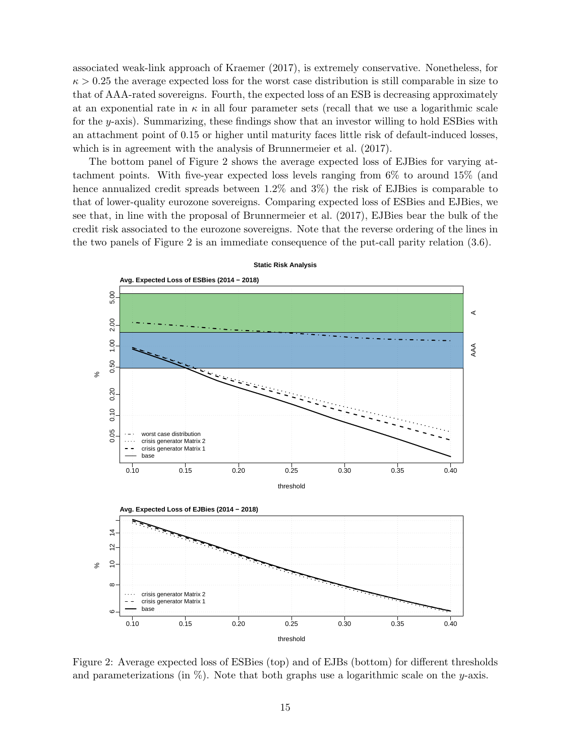associated weak-link approach of Kraemer (2017), is extremely conservative. Nonetheless, for $\kappa > 0.25$ the average expected loss for the worst case distribution is still comparable in size to that of AAA-rated sovereigns. Fourth, the expected loss of an ESB is decreasing approximately at an exponential rate in $\kappa$ in all four parameter sets (recall that we use a logarithmic scale for the $y$-axis). Summarizing, these findings show that an investor willing to hold ESBies with an attachment point of 0.15 or higher until maturity faces little risk of default-induced losses, which is in agreement with the analysis of Brunnermeier et al. (2017).

The bottom panel of Figure 2 shows the average expected loss of EJBies for varying attachment points. With five-year expected loss levels ranging from 6% to around 15% (and hence annualized credit spreads between 1.2% and 3%) the risk of EJBies is comparable to that of lower-quality eurozone sovereigns. Comparing expected loss of ESBies and EJBies, we see that, in line with the proposal of Brunnermeier et al. (2017), EJBies bear the bulk of the credit risk associated to the eurozone sovereigns. Note that the reverse ordering of the lines in the two panels of Figure 2 is an immediate consequence of the put-call parity relation (3.6).

Figure 2: Average expected loss of ESBies (top) and of EJBs (bottom) for different thresholds and parameterizations (in %). Note that both graphs use a logarithmic scale on the $y$-axis.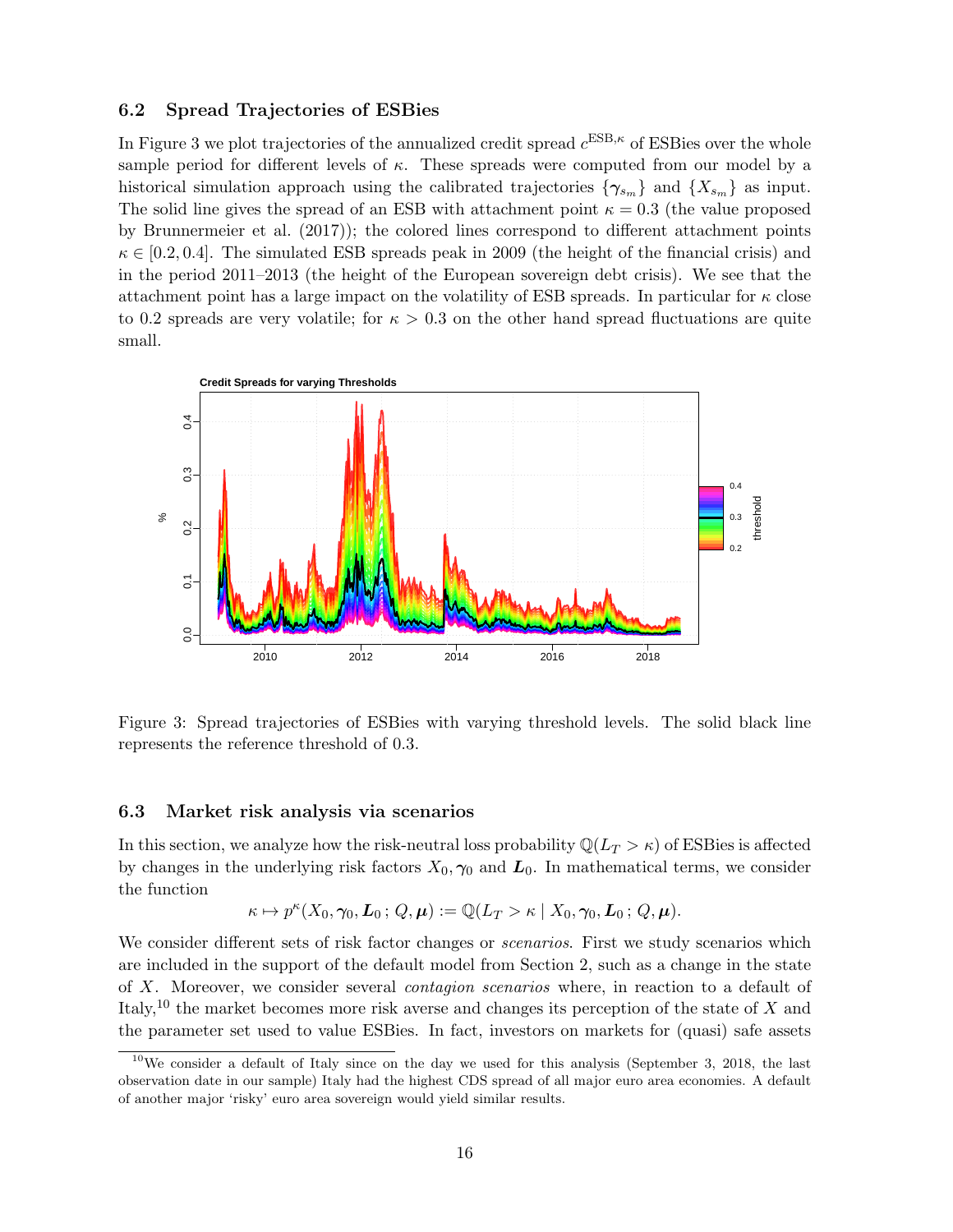### 6.2 Spread Trajectories of ESBies

In Figure 3 we plot trajectories of the annualized credit spread $c^{\mathrm{ESB},\kappa}$ of ESBies over the whole sample period for different levels of $\kappa$. These spreads were computed from our model by a historical simulation approach using the calibrated trajectories $\{\boldsymbol{\gamma}_{s_m}\}$ and $\{X_{s_m}\}$ as input. The solid line gives the spread of an ESB with attachment point $\kappa = 0.3$ (the value proposed by Brunnermeier et al. (2017)); the colored lines correspond to different attachment points $\kappa \in [0.2, 0.4]$. The simulated ESB spreads peak in 2009 (the height of the financial crisis) and in the period 2011–2013 (the height of the European sovereign debt crisis). We see that the attachment point has a large impact on the volatility of ESB spreads. In particular for $\kappa$ close to 0.2 spreads are very volatile; for $\kappa > 0.3$ on the other hand spread fluctuations are quite small.

Figure 3: Spread trajectories of ESBies with varying threshold levels. The solid black line represents the reference threshold of 0.3.

### 6.3 Market risk analysis via scenarios

In this section, we analyze how the risk-neutral loss probability $\mathbb{Q}(L_T > \kappa)$ of ESBies is affected by changes in the underlying risk factors $X_0, \boldsymbol{\gamma}_0$ and $\boldsymbol{L}_0$. In mathematical terms, we consider the function

$$\kappa \mapsto p^{\kappa}(X_0, \boldsymbol{\gamma}_0, \boldsymbol{L}_0\,;\, Q, \boldsymbol{\mu}) := \mathbb{Q}(L_T > \kappa \mid X_0, \boldsymbol{\gamma}_0, \boldsymbol{L}_0\,;\, Q, \boldsymbol{\mu}).$$

We consider different sets of risk factor changes or *scenarios*. First we study scenarios which are included in the support of the default model from Section 2, such as a change in the state of $X$. Moreover, we consider several *contagion scenarios* where, in reaction to a default of Italy,[10] the market becomes more risk averse and changes its perception of the state of $X$ and the parameter set used to value ESBies. In fact, investors on markets for (quasi) safe assets

[10] We consider a default of Italy since on the day we used for this analysis (September 3, 2018, the last observation date in our sample) Italy had the highest CDS spread of all major euro area economies. A default of another major 'risky' euro area sovereign would yield similar results.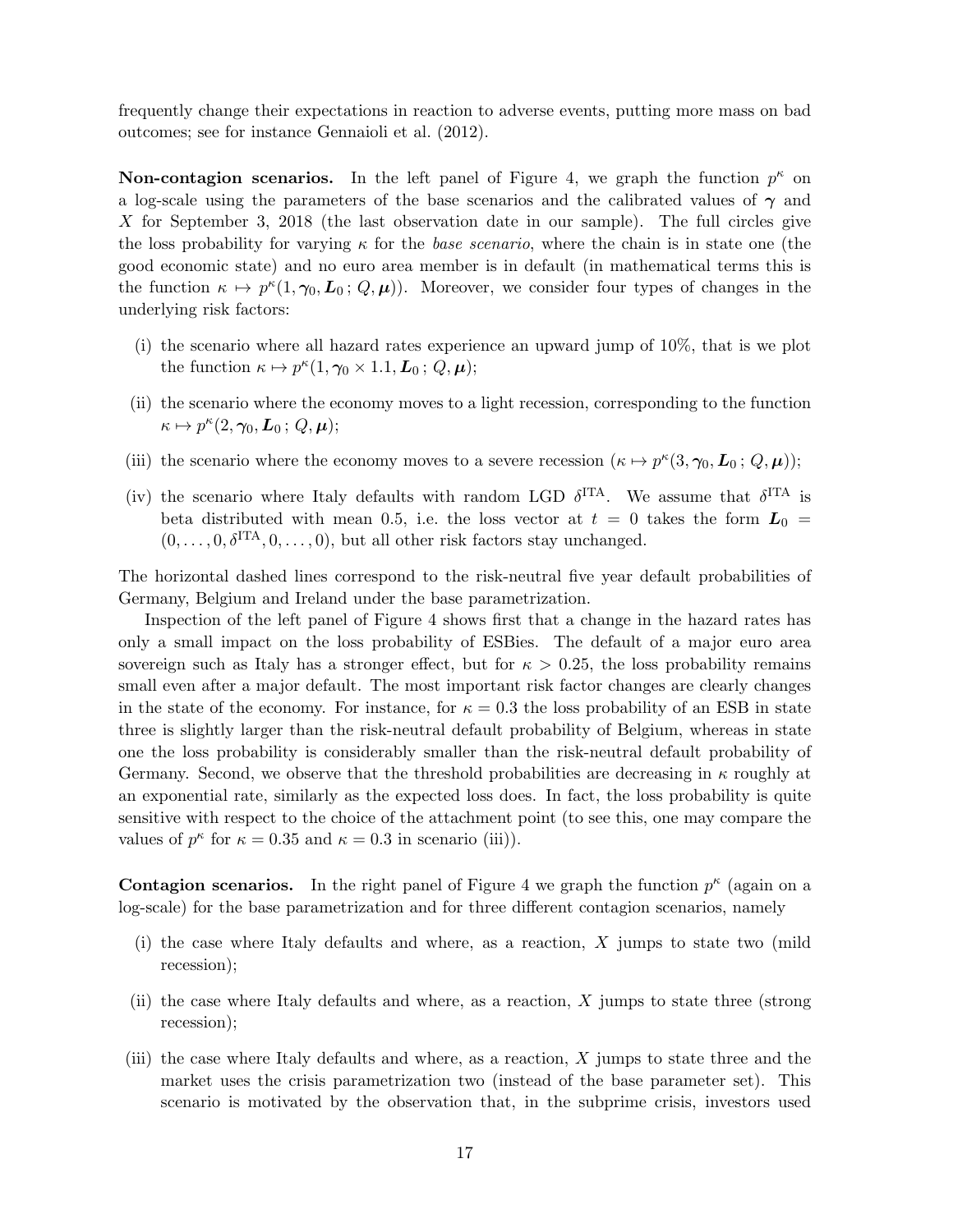frequently change their expectations in reaction to adverse events, putting more mass on bad outcomes; see for instance Gennaioli et al. (2012).

**Non-contagion scenarios.** In the left panel of Figure 4, we graph the function $p^\kappa$ on a log-scale using the parameters of the base scenarios and the calibrated values of $\boldsymbol{\gamma}$ and $X$ for September 3, 2018 (the last observation date in our sample). The full circles give the loss probability for varying $\kappa$ for the *base scenario*, where the chain is in state one (the good economic state) and no euro area member is in default (in mathematical terms this is the function $\kappa \mapsto p^\kappa(1, \boldsymbol{\gamma}_0, \boldsymbol{L}_0 \,;\, Q, \boldsymbol{\mu})$). Moreover, we consider four types of changes in the underlying risk factors:

(i) the scenario where all hazard rates experience an upward jump of 10%, that is we plot the function $\kappa \mapsto p^\kappa(1, \boldsymbol{\gamma}_0 \times 1.1, \boldsymbol{L}_0 \,;\, Q, \boldsymbol{\mu})$;

(ii) the scenario where the economy moves to a light recession, corresponding to the function $\kappa \mapsto p^\kappa(2, \boldsymbol{\gamma}_0, \boldsymbol{L}_0 \,;\, Q, \boldsymbol{\mu})$;

(iii) the scenario where the economy moves to a severe recession ($\kappa \mapsto p^\kappa(3, \boldsymbol{\gamma}_0, \boldsymbol{L}_0 \,;\, Q, \boldsymbol{\mu})$);

(iv) the scenario where Italy defaults with random LGD $\delta^{\mathrm{ITA}}$. We assume that $\delta^{\mathrm{ITA}}$ is beta distributed with mean 0.5, i.e. the loss vector at $t = 0$ takes the form $\boldsymbol{L}_0 = (0, \ldots, 0, \delta^{\mathrm{ITA}}, 0, \ldots, 0)$, but all other risk factors stay unchanged.

The horizontal dashed lines correspond to the risk-neutral five year default probabilities of Germany, Belgium and Ireland under the base parametrization.

Inspection of the left panel of Figure 4 shows first that a change in the hazard rates has only a small impact on the loss probability of ESBies. The default of a major euro area sovereign such as Italy has a stronger effect, but for $\kappa > 0.25$, the loss probability remains small even after a major default. The most important risk factor changes are clearly changes in the state of the economy. For instance, for $\kappa = 0.3$ the loss probability of an ESB in state three is slightly larger than the risk-neutral default probability of Belgium, whereas in state one the loss probability is considerably smaller than the risk-neutral default probability of Germany. Second, we observe that the threshold probabilities are decreasing in $\kappa$ roughly at an exponential rate, similarly as the expected loss does. In fact, the loss probability is quite sensitive with respect to the choice of the attachment point (to see this, one may compare the values of $p^\kappa$ for $\kappa = 0.35$ and $\kappa = 0.3$ in scenario (iii)).

**Contagion scenarios.** In the right panel of Figure 4 we graph the function $p^\kappa$ (again on a log-scale) for the base parametrization and for three different contagion scenarios, namely

(i) the case where Italy defaults and where, as a reaction, $X$ jumps to state two (mild recession);

(ii) the case where Italy defaults and where, as a reaction, $X$ jumps to state three (strong recession);

(iii) the case where Italy defaults and where, as a reaction, $X$ jumps to state three and the market uses the crisis parametrization two (instead of the base parameter set). This scenario is motivated by the observation that, in the subprime crisis, investors used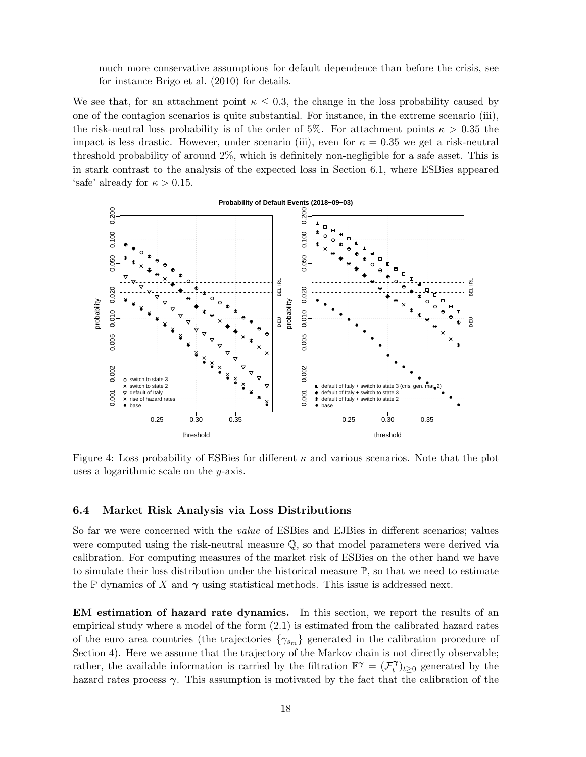much more conservative assumptions for default dependence than before the crisis, see for instance Brigo et al. (2010) for details.

We see that, for an attachment point $\kappa \leq 0.3$, the change in the loss probability caused by one of the contagion scenarios is quite substantial. For instance, in the extreme scenario (iii), the risk-neutral loss probability is of the order of 5%. For attachment points $\kappa > 0.35$ the impact is less drastic. However, under scenario (iii), even for $\kappa = 0.35$ we get a risk-neutral threshold probability of around 2%, which is definitely non-negligible for a safe asset. This is in stark contrast to the analysis of the expected loss in Section 6.1, where ESBies appeared 'safe' already for $\kappa > 0.15$.

Figure 4: Loss probability of ESBies for different $\kappa$ and various scenarios. Note that the plot uses a logarithmic scale on the $y$-axis.

### 6.4 Market Risk Analysis via Loss Distributions

So far we were concerned with the *value* of ESBies and EJBies in different scenarios; values were computed using the risk-neutral measure $\mathbb{Q}$, so that model parameters were derived via calibration. For computing measures of the market risk of ESBies on the other hand we have to simulate their loss distribution under the historical measure $\mathbb{P}$, so that we need to estimate the $\mathbb{P}$ dynamics of $X$ and $\boldsymbol{\gamma}$ using statistical methods. This issue is addressed next.

**EM estimation of hazard rate dynamics.** In this section, we report the results of an empirical study where a model of the form (2.1) is estimated from the calibrated hazard rates of the euro area countries (the trajectories $\{\gamma_{s_m}\}$ generated in the calibration procedure of Section 4). Here we assume that the trajectory of the Markov chain is not directly observable; rather, the available information is carried by the filtration $\mathbb{F}^{\boldsymbol{\gamma}} = (\mathcal{F}_t^{\boldsymbol{\gamma}})_{t \geq 0}$ generated by the hazard rates process $\boldsymbol{\gamma}$. This assumption is motivated by the fact that the calibration of the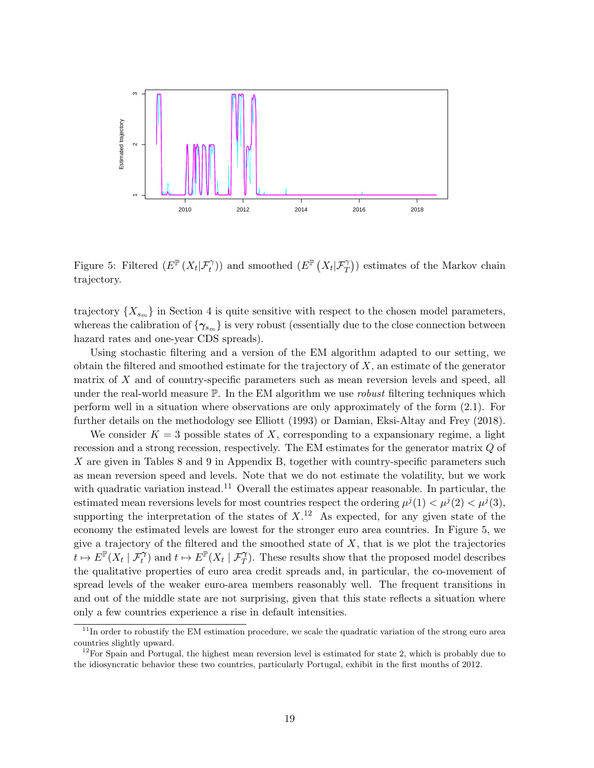Figure 5: Filtered ($E^{\mathbb{P}}(X_t|\mathcal{F}_t^{\gamma})$) and smoothed ($E^{\mathbb{P}}(X_t|\mathcal{F}_T^{\gamma})$) estimates of the Markov chain trajectory.

trajectory $\{X_{s_m}\}$ in Section 4 is quite sensitive with respect to the chosen model parameters, whereas the calibration of $\{\boldsymbol{\gamma}_{s_m}\}$ is very robust (essentially due to the close connection between hazard rates and one-year CDS spreads).

Using stochastic filtering and a version of the EM algorithm adapted to our setting, we obtain the filtered and smoothed estimate for the trajectory of $X$, an estimate of the generator matrix of $X$ and of country-specific parameters such as mean reversion levels and speed, all under the real-world measure $\mathbb{P}$. In the EM algorithm we use *robust* filtering techniques which perform well in a situation where observations are only approximately of the form (2.1). For further details on the methodology see Elliott (1993) or Damian, Eksi-Altay and Frey (2018).

We consider $K = 3$ possible states of $X$, corresponding to a expansionary regime, a light recession and a strong recession, respectively. The EM estimates for the generator matrix $Q$ of $X$ are given in Tables 8 and 9 in Appendix B, together with country-specific parameters such as mean reversion speed and levels. Note that we do not estimate the volatility, but we work with quadratic variation instead.[11] Overall the estimates appear reasonable. In particular, the estimated mean reversions levels for most countries respect the ordering $\mu^j(1) < \mu^j(2) < \mu^j(3)$, supporting the interpretation of the states of $X$.[12] As expected, for any given state of the economy the estimated levels are lowest for the stronger euro area countries. In Figure 5, we give a trajectory of the filtered and the smoothed state of $X$, that is we plot the trajectories $t \mapsto E^{\mathbb{P}}(X_t \mid \mathcal{F}_t^{\boldsymbol{\gamma}})$ and $t \mapsto E^{\mathbb{P}}(X_t \mid \mathcal{F}_T^{\boldsymbol{\gamma}})$. These results show that the proposed model describes the qualitative properties of euro area credit spreads and, in particular, the co-movement of spread levels of the weaker euro-area members reasonably well. The frequent transitions in and out of the middle state are not surprising, given that this state reflects a situation where only a few countries experience a rise in default intensities.

[11] In order to robustify the EM estimation procedure, we scale the quadratic variation of the strong euro area countries slightly upward.

[12] For Spain and Portugal, the highest mean reversion level is estimated for state 2, which is probably due to the idiosyncratic behavior these two countries, particularly Portugal, exhibit in the first months of 2012.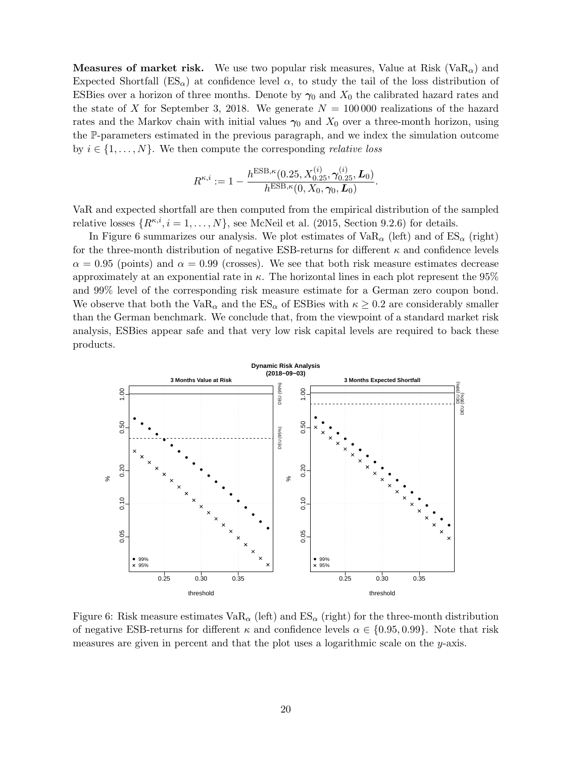**Measures of market risk.** We use two popular risk measures, Value at Risk ($\mathrm{VaR}_\alpha$) and Expected Shortfall ($\mathrm{ES}_\alpha$) at confidence level $\alpha$, to study the tail of the loss distribution of ESBies over a horizon of three months. Denote by $\boldsymbol{\gamma}_0$ and $X_0$ the calibrated hazard rates and the state of $X$ for September 3, 2018. We generate $N = 100\,000$ realizations of the hazard rates and the Markov chain with initial values $\boldsymbol{\gamma}_0$ and $X_0$ over a three-month horizon, using the $\mathbb{P}$-parameters estimated in the previous paragraph, and we index the simulation outcome by $i \in \{1, \dots, N\}$. We then compute the corresponding *relative loss*

$$R^{\kappa,i} := 1 - \frac{h^{\mathrm{ESB},\kappa}(0.25, X_{0.25}^{(i)}, \boldsymbol{\gamma}_{0.25}^{(i)}, \boldsymbol{L}_0)}{h^{\mathrm{ESB},\kappa}(0, X_0, \boldsymbol{\gamma}_0, \boldsymbol{L}_0)}.$$

VaR and expected shortfall are then computed from the empirical distribution of the sampled relative losses $\{R^{\kappa,i}, i = 1, \dots, N\}$, see McNeil et al. (2015, Section 9.2.6) for details.

In Figure 6 summarizes our analysis. We plot estimates of $\mathrm{VaR}_\alpha$ (left) and of $\mathrm{ES}_\alpha$ (right) for the three-month distribution of negative ESB-returns for different $\kappa$ and confidence levels $\alpha = 0.95$ (points) and $\alpha = 0.99$ (crosses). We see that both risk measure estimates decrease approximately at an exponential rate in $\kappa$. The horizontal lines in each plot represent the 95% and 99% level of the corresponding risk measure estimate for a German zero coupon bond. We observe that both the $\mathrm{VaR}_\alpha$ and the $\mathrm{ES}_\alpha$ of ESBies with $\kappa \geq 0.2$ are considerably smaller than the German benchmark. We conclude that, from the viewpoint of a standard market risk analysis, ESBies appear safe and that very low risk capital levels are required to back these products.

Figure 6: Risk measure estimates $\mathrm{VaR}_\alpha$ (left) and $\mathrm{ES}_\alpha$ (right) for the three-month distribution of negative ESB-returns for different $\kappa$ and confidence levels $\alpha \in \{0.95, 0.99\}$. Note that risk measures are given in percent and that the plot uses a logarithmic scale on the $y$-axis.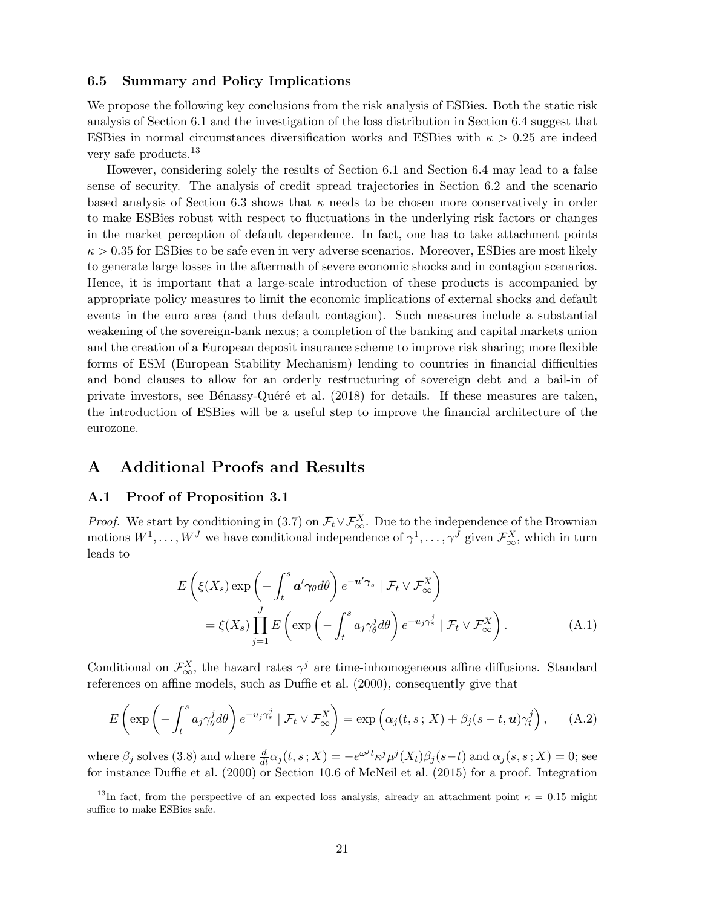### 6.5 Summary and Policy Implications

We propose the following key conclusions from the risk analysis of ESBies. Both the static risk analysis of Section 6.1 and the investigation of the loss distribution in Section 6.4 suggest that ESBies in normal circumstances diversification works and ESBies with $\kappa > 0.25$ are indeed very safe products.[13]

However, considering solely the results of Section 6.1 and Section 6.4 may lead to a false sense of security. The analysis of credit spread trajectories in Section 6.2 and the scenario based analysis of Section 6.3 shows that $\kappa$ needs to be chosen more conservatively in order to make ESBies robust with respect to fluctuations in the underlying risk factors or changes in the market perception of default dependence. In fact, one has to take attachment points $\kappa > 0.35$ for ESBies to be safe even in very adverse scenarios. Moreover, ESBies are most likely to generate large losses in the aftermath of severe economic shocks and in contagion scenarios. Hence, it is important that a large-scale introduction of these products is accompanied by appropriate policy measures to limit the economic implications of external shocks and default events in the euro area (and thus default contagion). Such measures include a substantial weakening of the sovereign-bank nexus; a completion of the banking and capital markets union and the creation of a European deposit insurance scheme to improve risk sharing; more flexible forms of ESM (European Stability Mechanism) lending to countries in financial difficulties and bond clauses to allow for an orderly restructuring of sovereign debt and a bail-in of private investors, see Bénassy-Quéré et al. (2018) for details. If these measures are taken, the introduction of ESBies will be a useful step to improve the financial architecture of the eurozone.

## A Additional Proofs and Results

### A.1 Proof of Proposition 3.1

*Proof.* We start by conditioning in (3.7) on $\mathcal{F}_t \vee \mathcal{F}_\infty^X$. Due to the independence of the Brownian motions $W^1, \ldots, W^J$ we have conditional independence of $\gamma^1, \ldots, \gamma^J$ given $\mathcal{F}_\infty^X$, which in turn leads to

$$
\begin{aligned}
&E\left(\xi(X_s)\exp\left(-\int_t^s \boldsymbol{a}'\boldsymbol{\gamma}_\theta d\theta\right)e^{-\boldsymbol{u}'\boldsymbol{\gamma}_s} \mid \mathcal{F}_t \vee \mathcal{F}_\infty^X\right) \\
&\qquad = \xi(X_s)\prod_{j=1}^J E\left(\exp\left(-\int_t^s a_j\gamma_\theta^j d\theta\right)e^{-u_j\gamma_s^j} \mid \mathcal{F}_t \vee \mathcal{F}_\infty^X\right). \qquad \text{(A.1)}
\end{aligned}
$$

Conditional on $\mathcal{F}_\infty^X$, the hazard rates $\gamma^j$ are time-inhomogeneous affine diffusions. Standard references on affine models, such as Duffie et al. (2000), consequently give that

$$
E\left(\exp\left(-\int_t^s a_j\gamma_\theta^j d\theta\right)e^{-u_j\gamma_s^j} \mid \mathcal{F}_t \vee \mathcal{F}_\infty^X\right) = \exp\left(\alpha_j(t,s\,;X) + \beta_j(s-t,\boldsymbol{u})\gamma_t^j\right), \qquad \text{(A.2)}
$$

where $\beta_j$ solves (3.8) and where $\frac{d}{dt}\alpha_j(t,s\,;X) = -e^{\omega^j t}\kappa^j\mu^j(X_t)\beta_j(s-t)$ and $\alpha_j(s,s\,;X) = 0$; see for instance Duffie et al. (2000) or Section 10.6 of McNeil et al. (2015) for a proof. Integration

[13] In fact, from the perspective of an expected loss analysis, already an attachment point $\kappa = 0.15$ might suffice to make ESBies safe.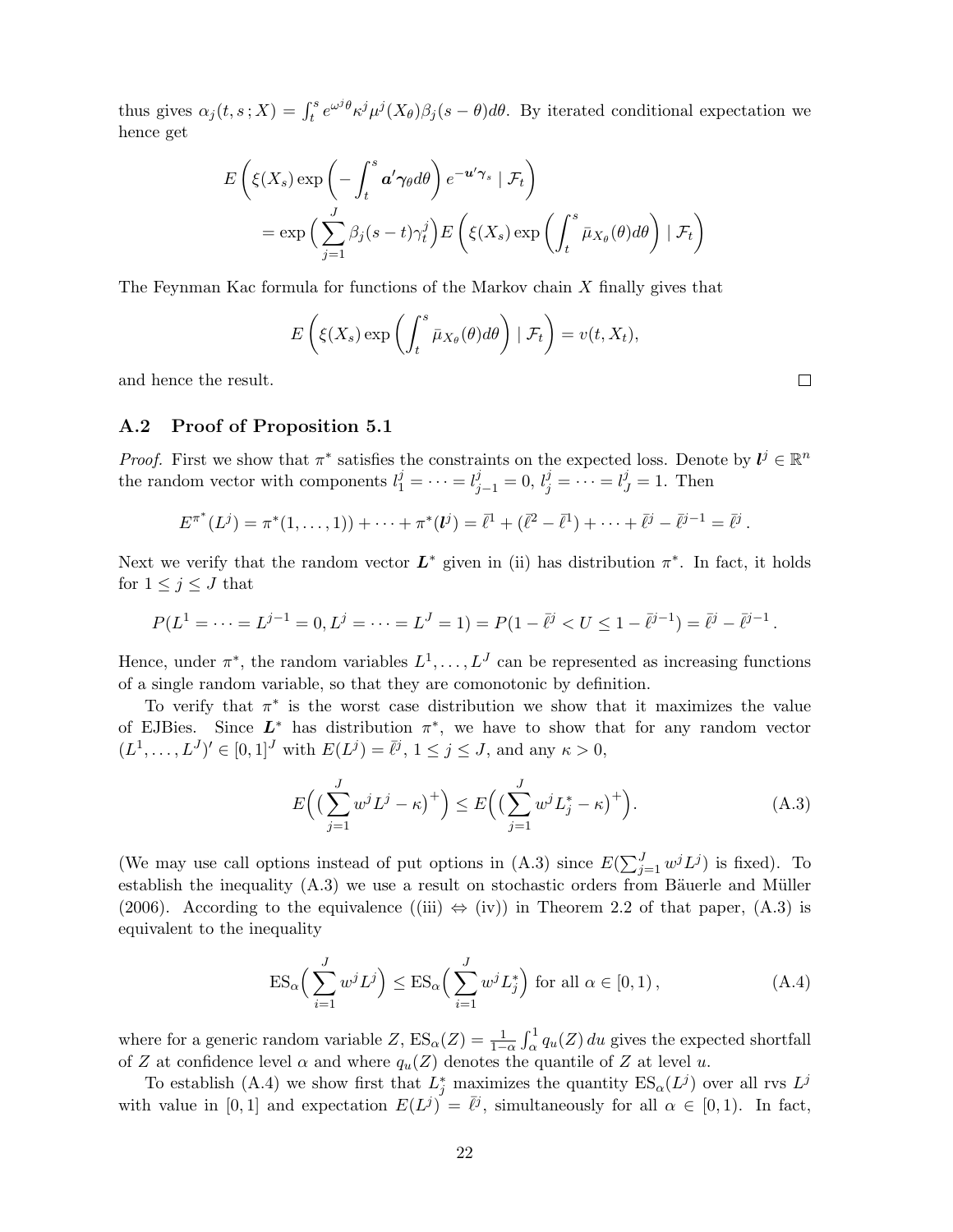thus gives $\alpha_j(t,s\,;X) = \int_t^s e^{\omega^j \theta} \kappa^j \mu^j(X_\theta)\beta_j(s-\theta)d\theta$. By iterated conditional expectation we hence get

$$
\begin{aligned}
&E\left(\xi(X_s)\exp\left(-\int_t^s \boldsymbol{a}'\boldsymbol{\gamma}_\theta d\theta\right) e^{-\boldsymbol{u}'\boldsymbol{\gamma}_s} \mid \mathcal{F}_t\right) \\
&\qquad = \exp\Big(\sum_{j=1}^J \beta_j(s-t)\gamma_t^j\Big) E\left(\xi(X_s)\exp\left(\int_t^s \bar{\mu}_{X_\theta}(\theta)d\theta\right) \mid \mathcal{F}_t\right)
\end{aligned}
$$

The Feynman Kac formula for functions of the Markov chain $X$ finally gives that

$$
E\left(\xi(X_s)\exp\left(\int_t^s \bar{\mu}_{X_\theta}(\theta)d\theta\right) \mid \mathcal{F}_t\right) = v(t, X_t),
$$

and hence the result. □

### A.2 Proof of Proposition 5.1

*Proof.* First we show that $\pi^*$ satisfies the constraints on the expected loss. Denote by $\boldsymbol{l}^j \in \mathbb{R}^n$ the random vector with components $l_1^j = \cdots = l_{j-1}^j = 0$, $l_j^j = \cdots = l_J^j = 1$. Then

$$
E^{\pi^*}(L^j) = \pi^*(1,\ldots,1)) + \cdots + \pi^*(\boldsymbol{l}^j) = \bar{\ell}^1 + (\bar{\ell}^2 - \bar{\ell}^1) + \cdots + \bar{\ell}^j - \bar{\ell}^{j-1} = \bar{\ell}^j\,.
$$

Next we verify that the random vector $\boldsymbol{L}^*$ given in (ii) has distribution $\pi^*$. In fact, it holds for $1 \le j \le J$ that

$$
P(L^1 = \cdots = L^{j-1} = 0, L^j = \cdots = L^J = 1) = P(1 - \bar{\ell}^j < U \le 1 - \bar{\ell}^{j-1}) = \bar{\ell}^j - \bar{\ell}^{j-1}\,.
$$

Hence, under $\pi^*$, the random variables $L^1, \ldots, L^J$ can be represented as increasing functions of a single random variable, so that they are comonotonic by definition.

To verify that $\pi^*$ is the worst case distribution we show that it maximizes the value of EJBies. Since $\boldsymbol{L}^*$ has distribution $\pi^*$, we have to show that for any random vector $(L^1, \ldots, L^J)' \in [0,1]^J$ with $E(L^j) = \bar{\ell}^j$, $1 \le j \le J$, and any $\kappa > 0$,

$$
E\Big(\big(\sum_{j=1}^J w^j L^j - \kappa\big)^+\Big) \le E\Big(\big(\sum_{j=1}^J w^j L_j^* - \kappa\big)^+\Big). \tag{A.3}
$$

(We may use call options instead of put options in (A.3) since $E(\sum_{j=1}^J w^j L^j)$ is fixed). To establish the inequality (A.3) we use a result on stochastic orders from Bäuerle and Müller (2006). According to the equivalence ((iii) $\Leftrightarrow$ (iv)) in Theorem 2.2 of that paper, (A.3) is equivalent to the inequality

$$
\mathrm{ES}_\alpha\Big(\sum_{i=1}^J w^j L^j\Big) \le \mathrm{ES}_\alpha\Big(\sum_{i=1}^J w^j L_j^*\Big) \text{ for all } \alpha \in [0,1)\,, \tag{A.4}
$$

where for a generic random variable $Z$, $\mathrm{ES}_\alpha(Z) = \frac{1}{1-\alpha}\int_\alpha^1 q_u(Z)\,du$ gives the expected shortfall of $Z$ at confidence level $\alpha$ and where $q_u(Z)$ denotes the quantile of $Z$ at level $u$.

To establish (A.4) we show first that $L_j^*$ maximizes the quantity $\mathrm{ES}_\alpha(L^j)$ over all rvs $L^j$ with value in $[0,1]$ and expectation $E(L^j) = \bar{\ell}^j$, simultaneously for all $\alpha \in [0,1)$. In fact,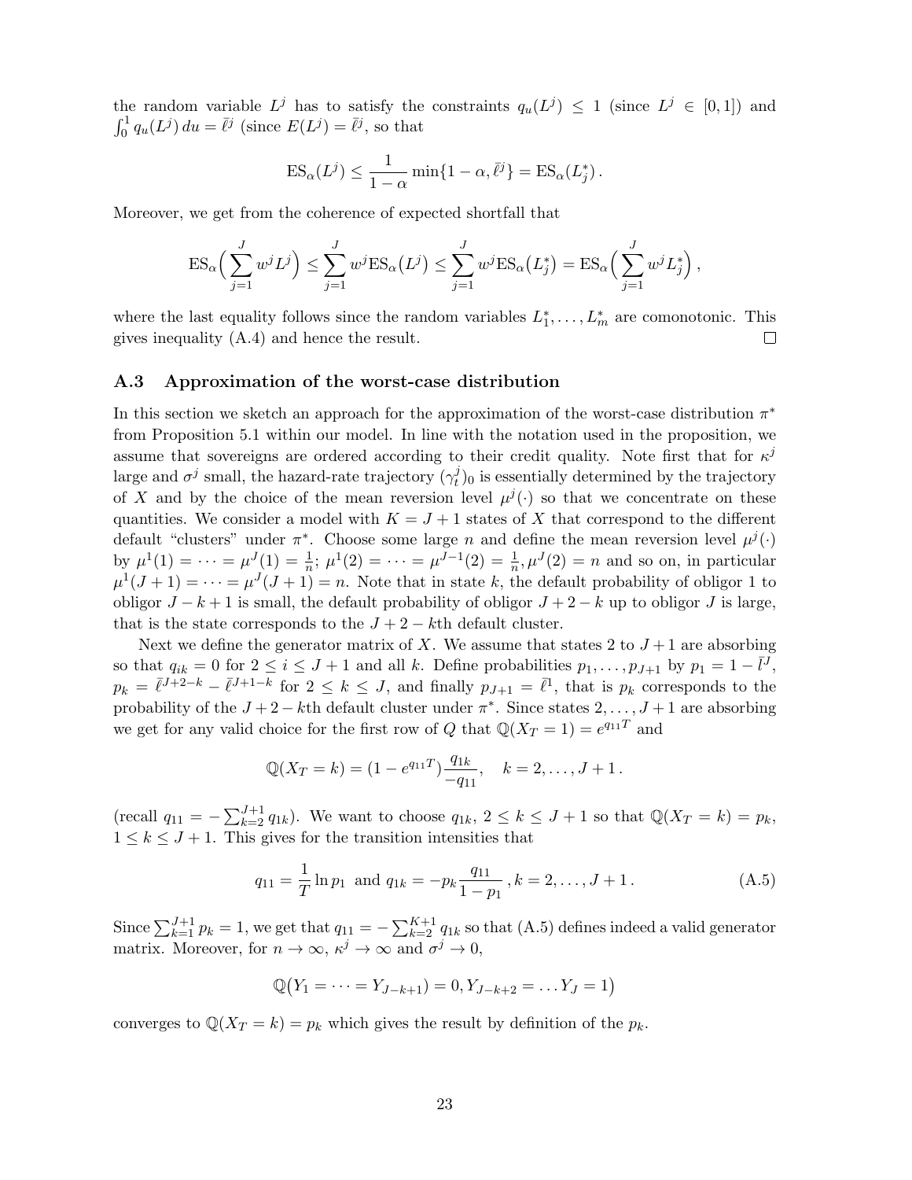the random variable $L^j$ has to satisfy the constraints $q_u(L^j) \leq 1$ (since $L^j \in [0,1]$) and $\int_0^1 q_u(L^j)\,du = \bar{\ell}^j$ (since $E(L^j) = \bar{\ell}^j$, so that

$$\mathrm{ES}_\alpha(L^j) \leq \frac{1}{1-\alpha}\min\{1-\alpha, \bar{\ell}^j\} = \mathrm{ES}_\alpha(L_j^*)\,.$$

Moreover, we get from the coherence of expected shortfall that

$$\mathrm{ES}_\alpha\Big(\sum_{j=1}^J w^j L^j\Big) \leq \sum_{j=1}^J w^j \mathrm{ES}_\alpha\big(L^j\big) \leq \sum_{j=1}^J w^j \mathrm{ES}_\alpha\big(L_j^*\big) = \mathrm{ES}_\alpha\Big(\sum_{j=1}^J w^j L_j^*\Big)\,,$$

where the last equality follows since the random variables $L_1^*, \dots, L_m^*$ are comonotonic. This gives inequality (A.4) and hence the result. □

### A.3 Approximation of the worst-case distribution

In this section we sketch an approach for the approximation of the worst-case distribution $\pi^*$ from Proposition 5.1 within our model. In line with the notation used in the proposition, we assume that sovereigns are ordered according to their credit quality. Note first that for $\kappa^j$ large and $\sigma^j$ small, the hazard-rate trajectory $(\gamma_t^j)_0$ is essentially determined by the trajectory of $X$ and by the choice of the mean reversion level $\mu^j(\cdot)$ so that we concentrate on these quantities. We consider a model with $K = J+1$ states of $X$ that correspond to the different default "clusters" under $\pi^*$. Choose some large $n$ and define the mean reversion level $\mu^j(\cdot)$ by $\mu^1(1) = \cdots = \mu^J(1) = \frac{1}{n}$; $\mu^1(2) = \cdots = \mu^{J-1}(2) = \frac{1}{n}, \mu^J(2) = n$ and so on, in particular $\mu^1(J+1) = \cdots = \mu^J(J+1) = n$. Note that in state $k$, the default probability of obligor 1 to obligor $J-k+1$ is small, the default probability of obligor $J+2-k$ up to obligor $J$ is large, that is the state corresponds to the $J+2-k$th default cluster.

Next we define the generator matrix of $X$. We assume that states 2 to $J+1$ are absorbing so that $q_{ik} = 0$ for $2 \leq i \leq J+1$ and all $k$. Define probabilities $p_1, \dots, p_{J+1}$ by $p_1 = 1 - \bar{l}^J$, $p_k = \bar{\ell}^{J+2-k} - \bar{\ell}^{J+1-k}$ for $2 \leq k \leq J$, and finally $p_{J+1} = \bar{\ell}^1$, that is $p_k$ corresponds to the probability of the $J+2-k$th default cluster under $\pi^*$. Since states $2, \dots, J+1$ are absorbing we get for any valid choice for the first row of $Q$ that $\mathbb{Q}(X_T = 1) = e^{q_{11}T}$ and

$$\mathbb{Q}(X_T = k) = (1 - e^{q_{11}T})\frac{q_{1k}}{-q_{11}}, \quad k = 2, \dots, J+1\,.$$

(recall $q_{11} = -\sum_{k=2}^{J+1} q_{1k}$). We want to choose $q_{1k}$, $2 \leq k \leq J+1$ so that $\mathbb{Q}(X_T = k) = p_k$, $1 \leq k \leq J+1$. This gives for the transition intensities that

$$q_{11} = \frac{1}{T}\ln p_1 \ \text{ and } q_{1k} = -p_k \frac{q_{11}}{1-p_1}\,, k = 2, \dots, J+1\,. \tag{A.5}$$

Since $\sum_{k=1}^{J+1} p_k = 1$, we get that $q_{11} = -\sum_{k=2}^{K+1} q_{1k}$ so that (A.5) defines indeed a valid generator matrix. Moreover, for $n \to \infty$, $\kappa^j \to \infty$ and $\sigma^j \to 0$,

$$\mathbb{Q}\big(Y_1 = \cdots = Y_{J-k+1}) = 0, Y_{J-k+2} = \dots Y_J = 1\big)$$

converges to $\mathbb{Q}(X_T = k) = p_k$ which gives the result by definition of the $p_k$.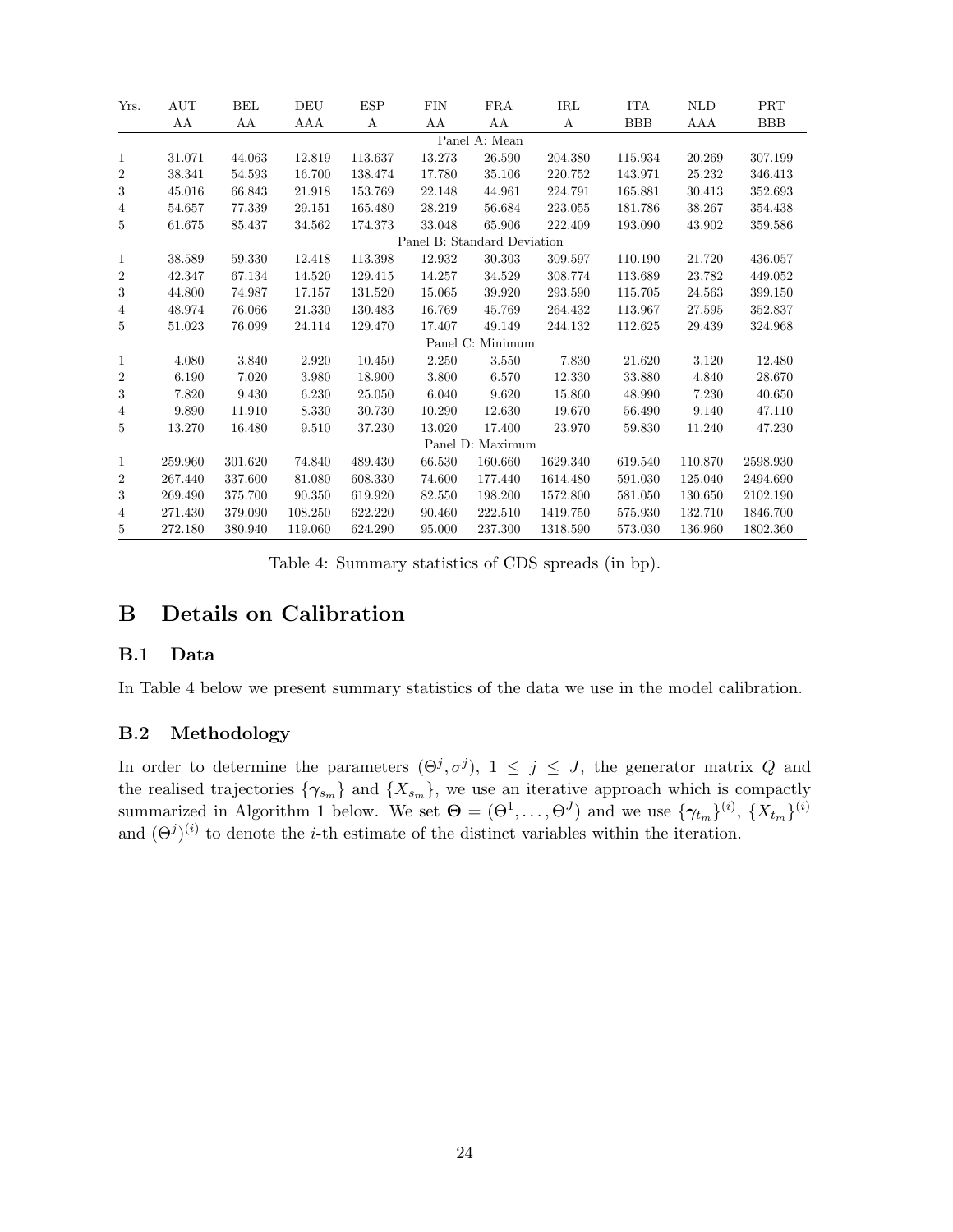| Yrs. | AUT | BEL | DEU | ESP | FIN | FRA | IRL | ITA | NLD | PRT |
|---|---|---|---|---|---|---|---|---|---|---|
| | AA | AA | AAA | A | AA | AA | A | BBB | AAA | BBB |
| | | | | | Panel A: Mean | | | | | |
| 1 | 31.071 | 44.063 | 12.819 | 113.637 | 13.273 | 26.590 | 204.380 | 115.934 | 20.269 | 307.199 |
| 2 | 38.341 | 54.593 | 16.700 | 138.474 | 17.780 | 35.106 | 220.752 | 143.971 | 25.232 | 346.413 |
| 3 | 45.016 | 66.843 | 21.918 | 153.769 | 22.148 | 44.961 | 224.791 | 165.881 | 30.413 | 352.693 |
| 4 | 54.657 | 77.339 | 29.151 | 165.480 | 28.219 | 56.684 | 223.055 | 181.786 | 38.267 | 354.438 |
| 5 | 61.675 | 85.437 | 34.562 | 174.373 | 33.048 | 65.906 | 222.409 | 193.090 | 43.902 | 359.586 |
| | | | | | Panel B: Standard Deviation | | | | | |
| 1 | 38.589 | 59.330 | 12.418 | 113.398 | 12.932 | 30.303 | 309.597 | 110.190 | 21.720 | 436.057 |
| 2 | 42.347 | 67.134 | 14.520 | 129.415 | 14.257 | 34.529 | 308.774 | 113.689 | 23.782 | 449.052 |
| 3 | 44.800 | 74.987 | 17.157 | 131.520 | 15.065 | 39.920 | 293.590 | 115.705 | 24.563 | 399.150 |
| 4 | 48.974 | 76.066 | 21.330 | 130.483 | 16.769 | 45.769 | 264.432 | 113.967 | 27.595 | 352.837 |
| 5 | 51.023 | 76.099 | 24.114 | 129.470 | 17.407 | 49.149 | 244.132 | 112.625 | 29.439 | 324.968 |
| | | | | | Panel C: Minimum | | | | | |
| 1 | 4.080 | 3.840 | 2.920 | 10.450 | 2.250 | 3.550 | 7.830 | 21.620 | 3.120 | 12.480 |
| 2 | 6.190 | 7.020 | 3.980 | 18.900 | 3.800 | 6.570 | 12.330 | 33.880 | 4.840 | 28.670 |
| 3 | 7.820 | 9.430 | 6.230 | 25.050 | 6.040 | 9.620 | 15.860 | 48.990 | 7.230 | 40.650 |
| 4 | 9.890 | 11.910 | 8.330 | 30.730 | 10.290 | 12.630 | 19.670 | 56.490 | 9.140 | 47.110 |
| 5 | 13.270 | 16.480 | 9.510 | 37.230 | 13.020 | 17.400 | 23.970 | 59.830 | 11.240 | 47.230 |
| | | | | | Panel D: Maximum | | | | | |
| 1 | 259.960 | 301.620 | 74.840 | 489.430 | 66.530 | 160.660 | 1629.340 | 619.540 | 110.870 | 2598.930 |
| 2 | 267.440 | 337.600 | 81.080 | 608.330 | 74.600 | 177.440 | 1614.480 | 591.030 | 125.040 | 2494.690 |
| 3 | 269.490 | 375.700 | 90.350 | 619.920 | 82.550 | 198.200 | 1572.800 | 581.050 | 130.650 | 2102.190 |
| 4 | 271.430 | 379.090 | 108.250 | 622.220 | 90.460 | 222.510 | 1419.750 | 575.930 | 132.710 | 1846.700 |
| 5 | 272.180 | 380.940 | 119.060 | 624.290 | 95.000 | 237.300 | 1318.590 | 573.030 | 136.960 | 1802.360 |

Table 4: Summary statistics of CDS spreads (in bp).

# B Details on Calibration

## B.1 Data

In Table 4 below we present summary statistics of the data we use in the model calibration.

## B.2 Methodology

In order to determine the parameters $(\Theta^j, \sigma^j)$, $1 \leq j \leq J$, the generator matrix $Q$ and the realised trajectories $\{\boldsymbol{\gamma}_{s_m}\}$ and $\{X_{s_m}\}$, we use an iterative approach which is compactly summarized in Algorithm 1 below. We set $\boldsymbol{\Theta} = (\Theta^1, \dots, \Theta^J)$ and we use $\{\boldsymbol{\gamma}_{t_m}\}^{(i)}$, $\{X_{t_m}\}^{(i)}$ and $(\Theta^j)^{(i)}$ to denote the $i$-th estimate of the distinct variables within the iteration.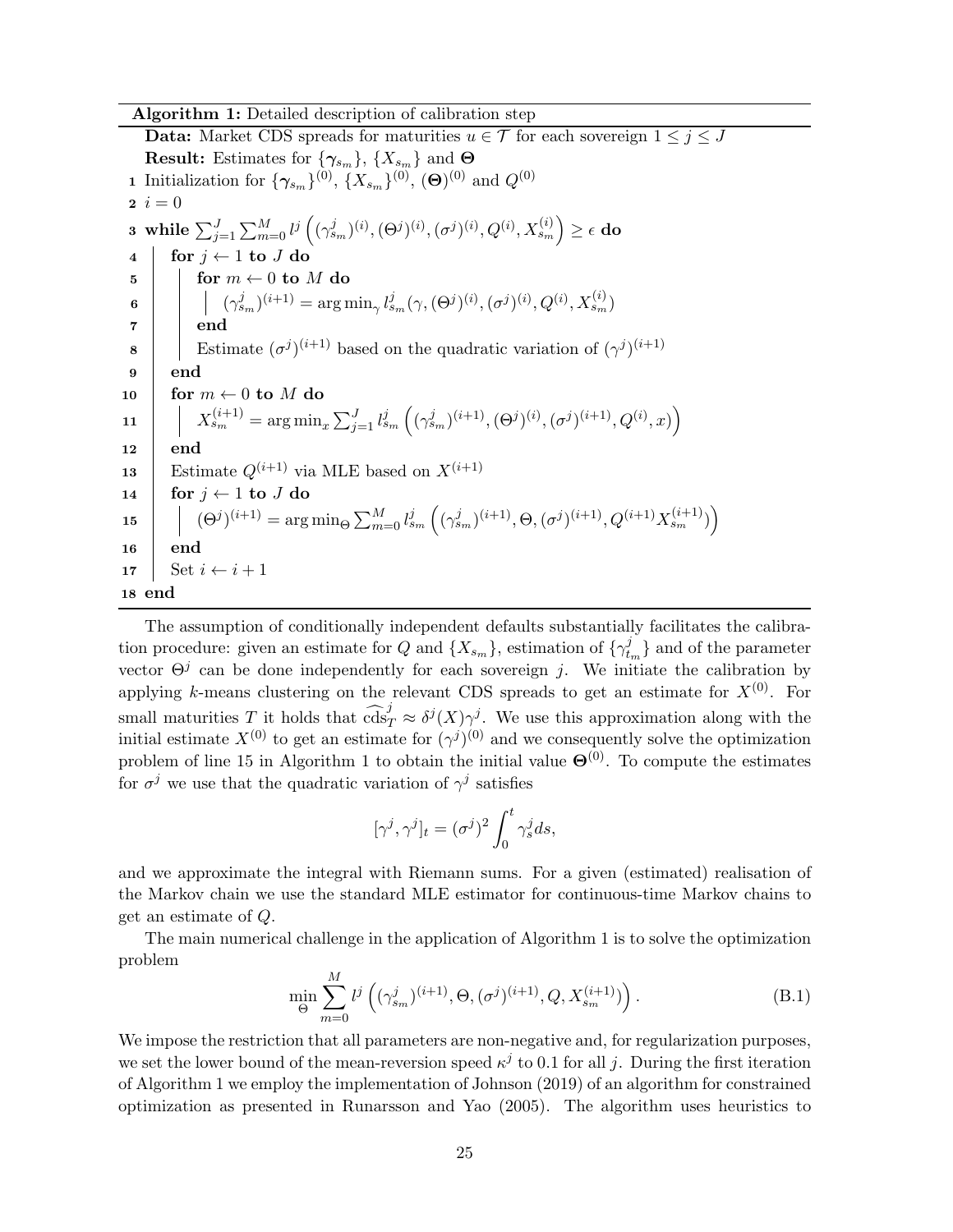**Algorithm 1:** Detailed description of calibration step

```
Data: Market CDS spreads for maturities u ∈ 𝒯 for each sovereign 1 ≤ j ≤ J
Result: Estimates for {γ_{s_m}}, {X_{s_m}} and Θ
1  Initialization for {γ_{s_m}}^(0), {X_{s_m}}^(0), (Θ)^(0) and Q^(0)
2  i = 0
3  while Σ_{j=1}^J Σ_{m=0}^M l^j((γ^j_{s_m})^(i), (Θ^j)^(i), (σ^j)^(i), Q^(i), X^(i)_{s_m}) ≥ ε do
4      for j ← 1 to J do
5          for m ← 0 to M do
6              (γ^j_{s_m})^(i+1) = arg min_γ l^j_{s_m}(γ, (Θ^j)^(i), (σ^j)^(i), Q^(i), X^(i)_{s_m})
7          end
8          Estimate (σ^j)^(i+1) based on the quadratic variation of (γ^j)^(i+1)
9      end
10     for m ← 0 to M do
11         X^(i+1)_{s_m} = arg min_x Σ_{j=1}^J l^j_{s_m}((γ^j_{s_m})^(i+1), (Θ^j)^(i), (σ^j)^(i+1), Q^(i), x)
12     end
13     Estimate Q^(i+1) via MLE based on X^(i+1)
14     for j ← 1 to J do
15         (Θ^j)^(i+1) = arg min_Θ Σ_{m=0}^M l^j_{s_m}((γ^j_{s_m})^(i+1), Θ, (σ^j)^(i+1), Q^(i+1) X^(i+1)_{s_m}))
16     end
17     Set i ← i + 1
18 end
```

The assumption of conditionally independent defaults substantially facilitates the calibration procedure: given an estimate for $Q$ and $\{X_{s_m}\}$, estimation of $\{\gamma^j_{t_m}\}$ and of the parameter vector $\Theta^j$ can be done independently for each sovereign $j$. We initiate the calibration by applying $k$-means clustering on the relevant CDS spreads to get an estimate for $X^{(0)}$. For small maturities $T$ it holds that $\widehat{\text{cds}}^j_T \approx \delta^j(X)\gamma^j$. We use this approximation along with the initial estimate $X^{(0)}$ to get an estimate for $(\gamma^j)^{(0)}$ and we consequently solve the optimization problem of line 15 in Algorithm 1 to obtain the initial value $\mathbf{\Theta}^{(0)}$. To compute the estimates for $\sigma^j$ we use that the quadratic variation of $\gamma^j$ satisfies

$$[\gamma^j, \gamma^j]_t = (\sigma^j)^2 \int_0^t \gamma^j_s ds,$$

and we approximate the integral with Riemann sums. For a given (estimated) realisation of the Markov chain we use the standard MLE estimator for continuous-time Markov chains to get an estimate of $Q$.

The main numerical challenge in the application of Algorithm 1 is to solve the optimization problem

$$\min_{\Theta} \sum_{m=0}^{M} l^j \left( (\gamma^j_{s_m})^{(i+1)}, \Theta, (\sigma^j)^{(i+1)}, Q, X^{(i+1)}_{s_m}) \right). \tag{B.1}$$

We impose the restriction that all parameters are non-negative and, for regularization purposes, we set the lower bound of the mean-reversion speed $\kappa^j$ to 0.1 for all $j$. During the first iteration of Algorithm 1 we employ the implementation of Johnson (2019) of an algorithm for constrained optimization as presented in Runarsson and Yao (2005). The algorithm uses heuristics to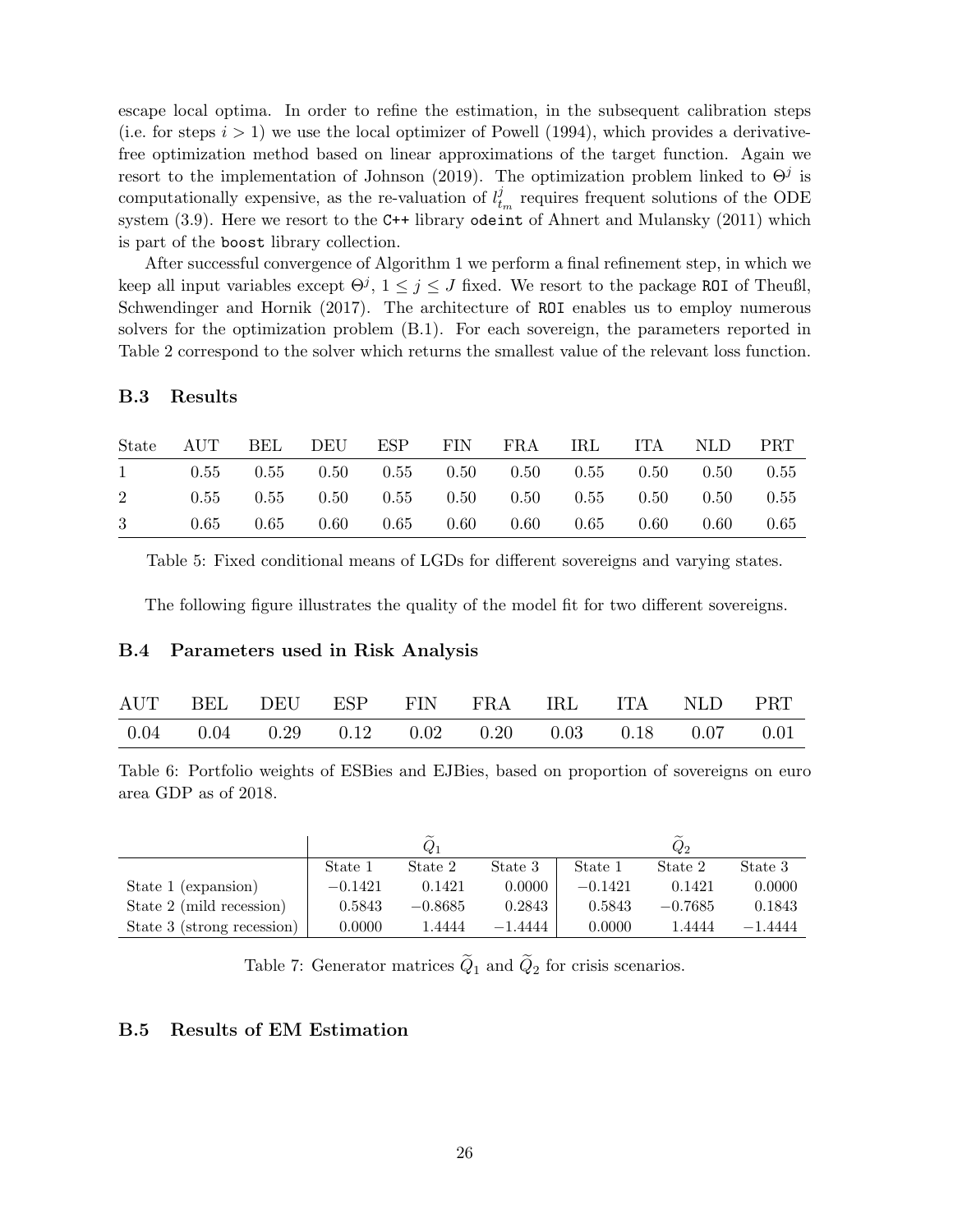escape local optima. In order to refine the estimation, in the subsequent calibration steps (i.e. for steps $i > 1$) we use the local optimizer of Powell (1994), which provides a derivative-free optimization method based on linear approximations of the target function. Again we resort to the implementation of Johnson (2019). The optimization problem linked to $\Theta^j$ is computationally expensive, as the re-valuation of $l^j_{t_m}$ requires frequent solutions of the ODE system (3.9). Here we resort to the `C++` library `odeint` of Ahnert and Mulansky (2011) which is part of the `boost` library collection.

After successful convergence of Algorithm 1 we perform a final refinement step, in which we keep all input variables except $\Theta^j$, $1 \leq j \leq J$ fixed. We resort to the package `ROI` of Theußl, Schwendinger and Hornik (2017). The architecture of `ROI` enables us to employ numerous solvers for the optimization problem (B.1). For each sovereign, the parameters reported in Table 2 correspond to the solver which returns the smallest value of the relevant loss function.

### B.3 Results

| State | AUT | BEL | DEU | ESP | FIN | FRA | IRL | ITA | NLD | PRT |
|---|---|---|---|---|---|---|---|---|---|---|
| 1 | 0.55 | 0.55 | 0.50 | 0.55 | 0.50 | 0.50 | 0.55 | 0.50 | 0.50 | 0.55 |
| 2 | 0.55 | 0.55 | 0.50 | 0.55 | 0.50 | 0.50 | 0.55 | 0.50 | 0.50 | 0.55 |
| 3 | 0.65 | 0.65 | 0.60 | 0.65 | 0.60 | 0.60 | 0.65 | 0.60 | 0.60 | 0.65 |

Table 5: Fixed conditional means of LGDs for different sovereigns and varying states.

The following figure illustrates the quality of the model fit for two different sovereigns.

### B.4 Parameters used in Risk Analysis

| AUT | BEL | DEU | ESP | FIN | FRA | IRL | ITA | NLD | PRT |
|---|---|---|---|---|---|---|---|---|---|
| 0.04 | 0.04 | 0.29 | 0.12 | 0.02 | 0.20 | 0.03 | 0.18 | 0.07 | 0.01 |

Table 6: Portfolio weights of ESBies and EJBies, based on proportion of sovereigns on euro area GDP as of 2018.

| | $\widetilde{Q}_1$ | | | $\widetilde{Q}_2$ | | |
|---|---|---|---|---|---|---|
| | State 1 | State 2 | State 3 | State 1 | State 2 | State 3 |
| State 1 (expansion) | $-0.1421$ | 0.1421 | 0.0000 | $-0.1421$ | 0.1421 | 0.0000 |
| State 2 (mild recession) | 0.5843 | $-0.8685$ | 0.2843 | 0.5843 | $-0.7685$ | 0.1843 |
| State 3 (strong recession) | 0.0000 | 1.4444 | $-1.4444$ | 0.0000 | 1.4444 | $-1.4444$ |

Table 7: Generator matrices $\widetilde{Q}_1$ and $\widetilde{Q}_2$ for crisis scenarios.

### B.5 Results of EM Estimation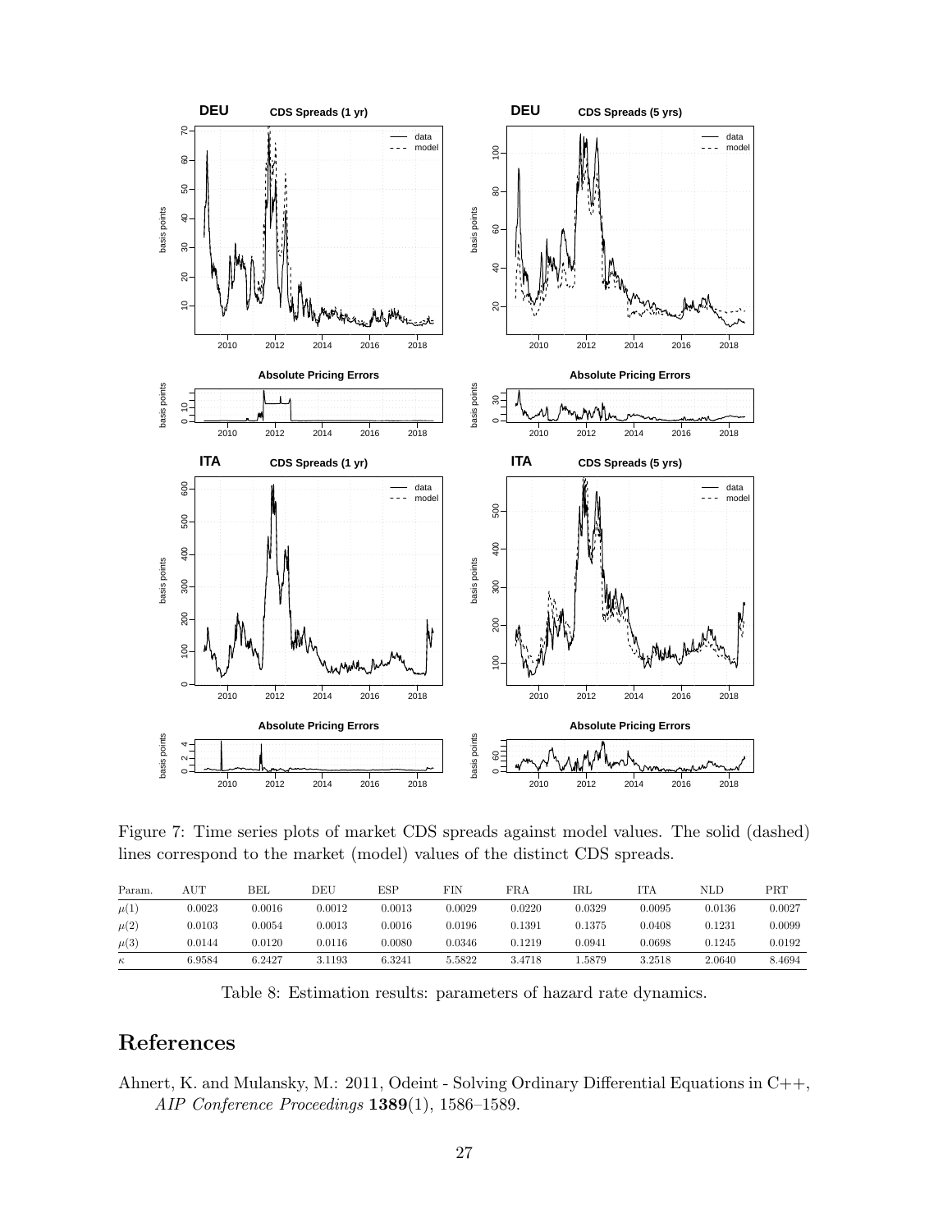Figure 7: Time series plots of market CDS spreads against model values. The solid (dashed) lines correspond to the market (model) values of the distinct CDS spreads.

| Param. | AUT | BEL | DEU | ESP | FIN | FRA | IRL | ITA | NLD | PRT |
|---|---|---|---|---|---|---|---|---|---|---|
| $\mu(1)$ | 0.0023 | 0.0016 | 0.0012 | 0.0013 | 0.0029 | 0.0220 | 0.0329 | 0.0095 | 0.0136 | 0.0027 |
| $\mu(2)$ | 0.0103 | 0.0054 | 0.0013 | 0.0016 | 0.0196 | 0.1391 | 0.1375 | 0.0408 | 0.1231 | 0.0099 |
| $\mu(3)$ | 0.0144 | 0.0120 | 0.0116 | 0.0080 | 0.0346 | 0.1219 | 0.0941 | 0.0698 | 0.1245 | 0.0192 |
| $\kappa$ | 6.9584 | 6.2427 | 3.1193 | 6.3241 | 5.5822 | 3.4718 | 1.5879 | 3.2518 | 2.0640 | 8.4694 |

Table 8: Estimation results: parameters of hazard rate dynamics.

# References

Ahnert, K. and Mulansky, M.: 2011, Odeint - Solving Ordinary Differential Equations in C++, *AIP Conference Proceedings* **1389**(1), 1586–1589.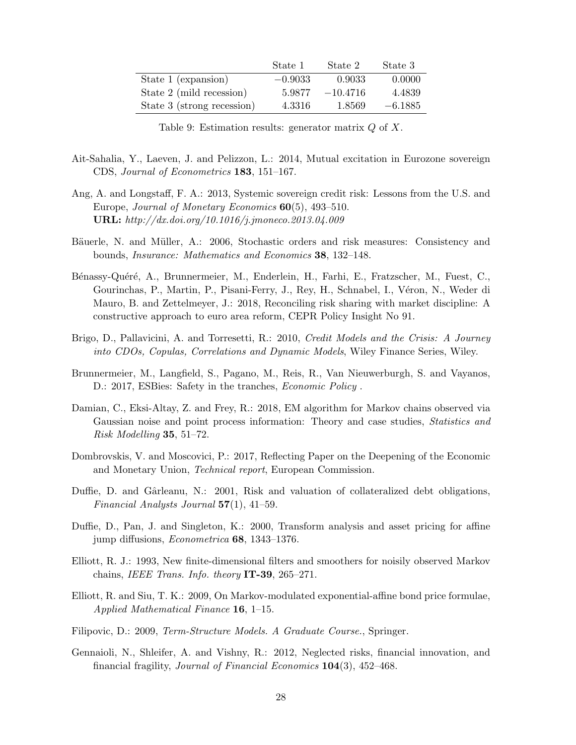| | State 1 | State 2 | State 3 |
|---|---|---|---|
| State 1 (expansion) | $-0.9033$ | 0.9033 | 0.0000 |
| State 2 (mild recession) | 5.9877 | $-10.4716$ | 4.4839 |
| State 3 (strong recession) | 4.3316 | 1.8569 | $-6.1885$ |

Table 9: Estimation results: generator matrix $Q$ of $X$.

Ait-Sahalia, Y., Laeven, J. and Pelizzon, L.: 2014, Mutual excitation in Eurozone sovereign CDS, *Journal of Econometrics* **183**, 151–167.

Ang, A. and Longstaff, F. A.: 2013, Systemic sovereign credit risk: Lessons from the U.S. and Europe, *Journal of Monetary Economics* **60**(5), 493–510.
**URL:** *http://dx.doi.org/10.1016/j.jmoneco.2013.04.009*

Bäuerle, N. and Müller, A.: 2006, Stochastic orders and risk measures: Consistency and bounds, *Insurance: Mathematics and Economics* **38**, 132–148.

Bénassy-Quéré, A., Brunnermeier, M., Enderlein, H., Farhi, E., Fratzscher, M., Fuest, C., Gourinchas, P., Martin, P., Pisani-Ferry, J., Rey, H., Schnabel, I., Véron, N., Weder di Mauro, B. and Zettelmeyer, J.: 2018, Reconciling risk sharing with market discipline: A constructive approach to euro area reform, CEPR Policy Insight No 91.

Brigo, D., Pallavicini, A. and Torresetti, R.: 2010, *Credit Models and the Crisis: A Journey into CDOs, Copulas, Correlations and Dynamic Models*, Wiley Finance Series, Wiley.

Brunnermeier, M., Langfield, S., Pagano, M., Reis, R., Van Nieuwerburgh, S. and Vayanos, D.: 2017, ESBies: Safety in the tranches, *Economic Policy* .

Damian, C., Eksi-Altay, Z. and Frey, R.: 2018, EM algorithm for Markov chains observed via Gaussian noise and point process information: Theory and case studies, *Statistics and Risk Modelling* **35**, 51–72.

Dombrovskis, V. and Moscovici, P.: 2017, Reflecting Paper on the Deepening of the Economic and Monetary Union, *Technical report*, European Commission.

Duffie, D. and Gârleanu, N.: 2001, Risk and valuation of collateralized debt obligations, *Financial Analysts Journal* **57**(1), 41–59.

Duffie, D., Pan, J. and Singleton, K.: 2000, Transform analysis and asset pricing for affine jump diffusions, *Econometrica* **68**, 1343–1376.

Elliott, R. J.: 1993, New finite-dimensional filters and smoothers for noisily observed Markov chains, *IEEE Trans. Info. theory* **IT-39**, 265–271.

Elliott, R. and Siu, T. K.: 2009, On Markov-modulated exponential-affine bond price formulae, *Applied Mathematical Finance* **16**, 1–15.

Filipovic, D.: 2009, *Term-Structure Models. A Graduate Course.*, Springer.

Gennaioli, N., Shleifer, A. and Vishny, R.: 2012, Neglected risks, financial innovation, and financial fragility, *Journal of Financial Economics* **104**(3), 452–468.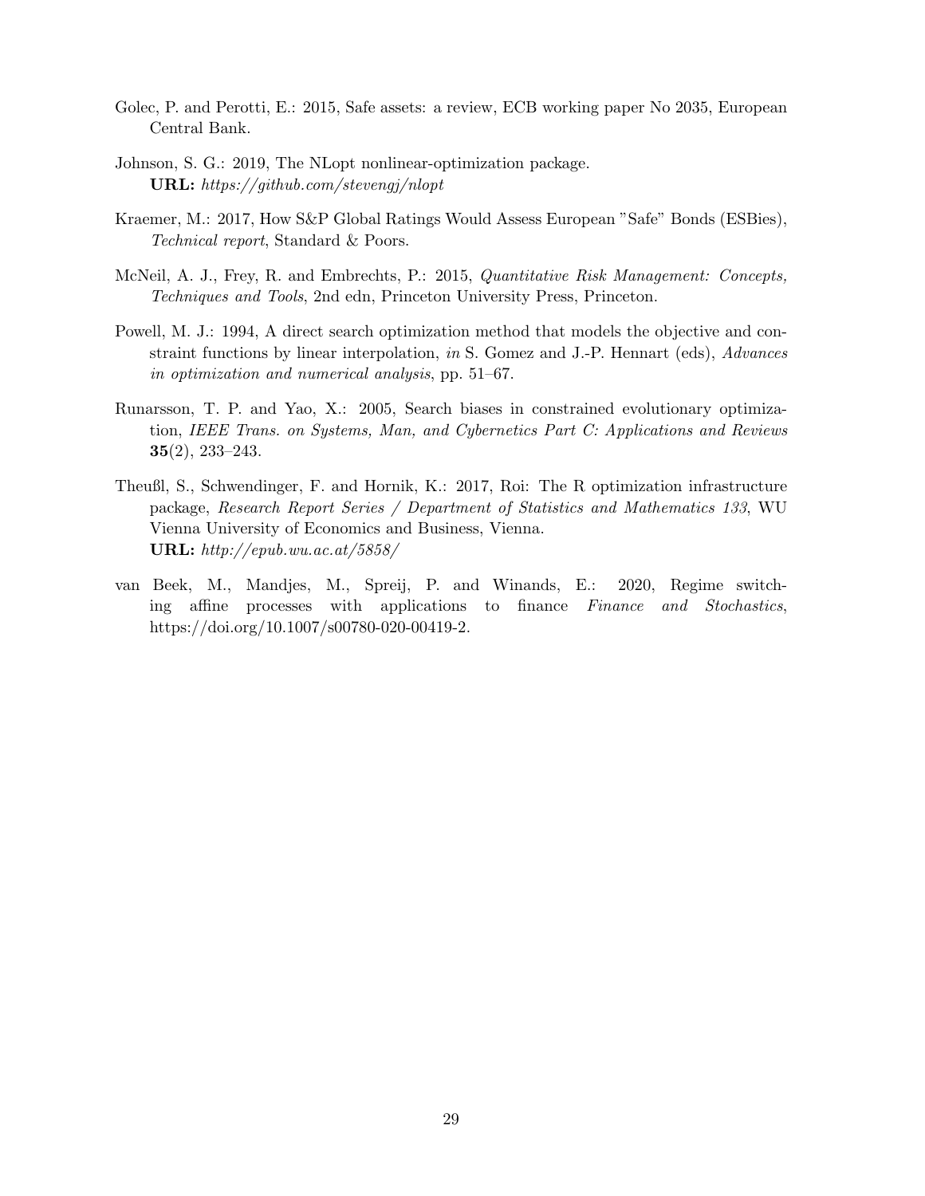Golec, P. and Perotti, E.: 2015, Safe assets: a review, ECB working paper No 2035, European Central Bank.

Johnson, S. G.: 2019, The NLopt nonlinear-optimization package.
**URL:** *https://github.com/stevengj/nlopt*

Kraemer, M.: 2017, How S&P Global Ratings Would Assess European "Safe" Bonds (ESBies), *Technical report*, Standard & Poors.

McNeil, A. J., Frey, R. and Embrechts, P.: 2015, *Quantitative Risk Management: Concepts, Techniques and Tools*, 2nd edn, Princeton University Press, Princeton.

Powell, M. J.: 1994, A direct search optimization method that models the objective and constraint functions by linear interpolation, *in* S. Gomez and J.-P. Hennart (eds), *Advances in optimization and numerical analysis*, pp. 51–67.

Runarsson, T. P. and Yao, X.: 2005, Search biases in constrained evolutionary optimization, *IEEE Trans. on Systems, Man, and Cybernetics Part C: Applications and Reviews* **35**(2), 233–243.

Theußl, S., Schwendinger, F. and Hornik, K.: 2017, Roi: The R optimization infrastructure package, *Research Report Series / Department of Statistics and Mathematics 133*, WU Vienna University of Economics and Business, Vienna.
**URL:** *http://epub.wu.ac.at/5858/*

van Beek, M., Mandjes, M., Spreij, P. and Winands, E.: 2020, Regime switching affine processes with applications to finance *Finance and Stochastics*, https://doi.org/10.1007/s00780-020-00419-2.